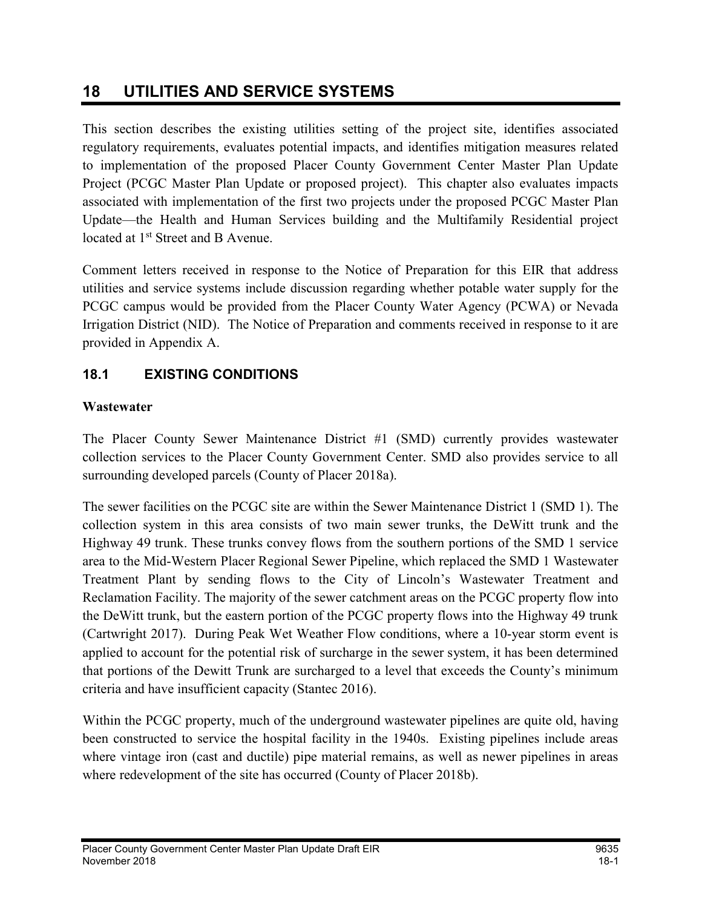# 18 UTILITIES AND SERVICE SYSTEMS

This section describes the existing utilities setting of the project site, identifies associated regulatory requirements, evaluates potential impacts, and identifies mitigation measures related to implementation of the proposed Placer County Government Center Master Plan Update Project (PCGC Master Plan Update or proposed project). This chapter also evaluates impacts associated with implementation of the first two projects under the proposed PCGC Master Plan Update—the Health and Human Services building and the Multifamily Residential project located at 1st Street and B Avenue.

Comment letters received in response to the Notice of Preparation for this EIR that address utilities and service systems include discussion regarding whether potable water supply for the PCGC campus would be provided from the Placer County Water Agency (PCWA) or Nevada Irrigation District (NID). The Notice of Preparation and comments received in response to it are provided in Appendix A.

## 18.1 EXISTING CONDITIONS

### Wastewater

The Placer County Sewer Maintenance District #1 (SMD) currently provides wastewater collection services to the Placer County Government Center. SMD also provides service to all surrounding developed parcels (County of Placer 2018a).

The sewer facilities on the PCGC site are within the Sewer Maintenance District 1 (SMD 1). The collection system in this area consists of two main sewer trunks, the DeWitt trunk and the Highway 49 trunk. These trunks convey flows from the southern portions of the SMD 1 service area to the Mid-Western Placer Regional Sewer Pipeline, which replaced the SMD 1 Wastewater Treatment Plant by sending flows to the City of Lincoln's Wastewater Treatment and Reclamation Facility. The majority of the sewer catchment areas on the PCGC property flow into the DeWitt trunk, but the eastern portion of the PCGC property flows into the Highway 49 trunk (Cartwright 2017). During Peak Wet Weather Flow conditions, where a 10-year storm event is applied to account for the potential risk of surcharge in the sewer system, it has been determined that portions of the Dewitt Trunk are surcharged to a level that exceeds the County's minimum criteria and have insufficient capacity (Stantec 2016).

Within the PCGC property, much of the underground wastewater pipelines are quite old, having been constructed to service the hospital facility in the 1940s. Existing pipelines include areas where vintage iron (cast and ductile) pipe material remains, as well as newer pipelines in areas where redevelopment of the site has occurred (County of Placer 2018b).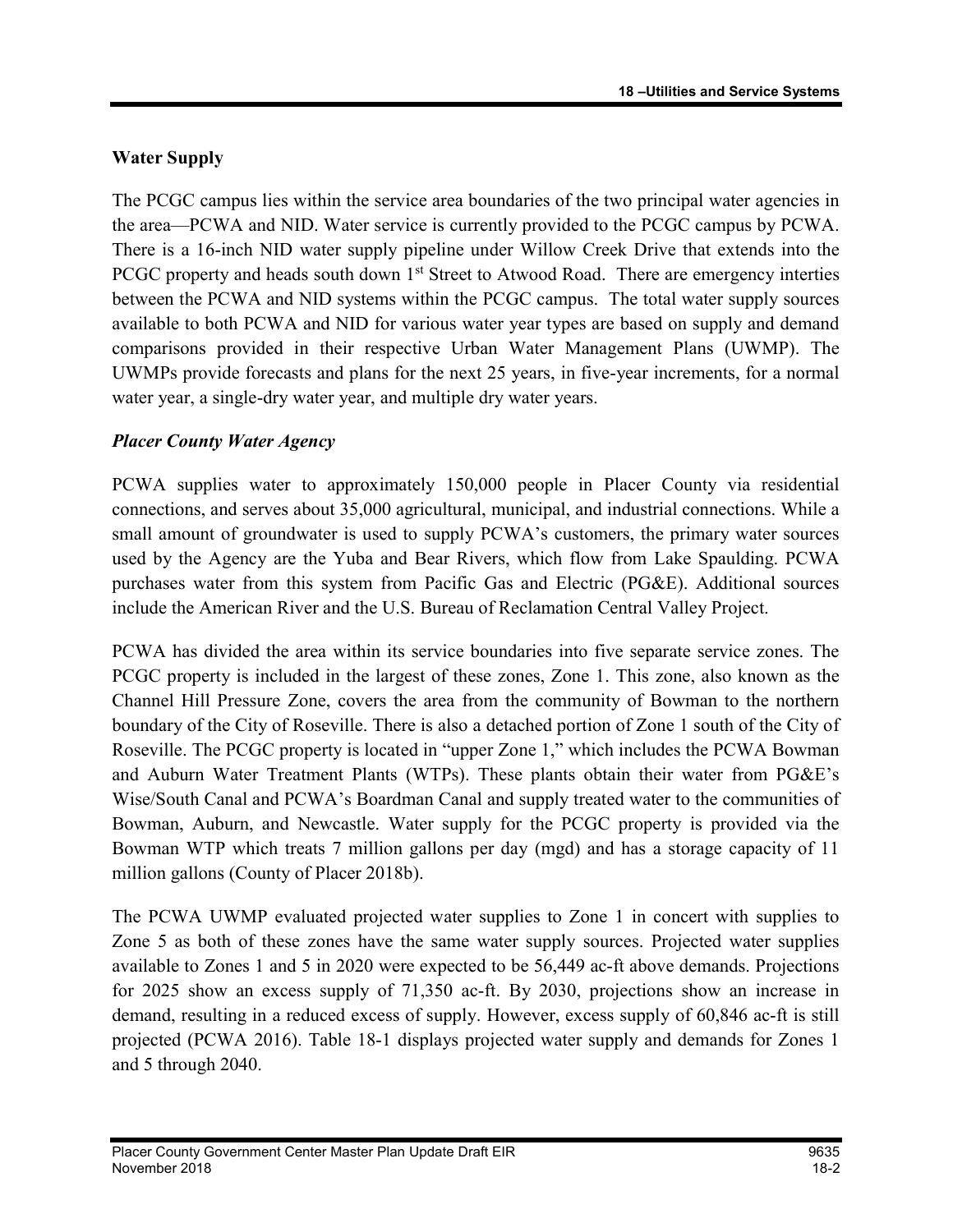## Water Supply

The PCGC campus lies within the service area boundaries of the two principal water agencies in the area—PCWA and NID. Water service is currently provided to the PCGC campus by PCWA. There is a 16-inch NID water supply pipeline under Willow Creek Drive that extends into the PCGC property and heads south down 1st Street to Atwood Road. There are emergency interties between the PCWA and NID systems within the PCGC campus. The total water supply sources available to both PCWA and NID for various water year types are based on supply and demand comparisons provided in their respective Urban Water Management Plans (UWMP). The UWMPs provide forecasts and plans for the next 25 years, in five-year increments, for a normal water year, a single-dry water year, and multiple dry water years.

### *Placer County Water Agency*

PCWA supplies water to approximately 150,000 people in Placer County via residential connections, and serves about 35,000 agricultural, municipal, and industrial connections. While a small amount of groundwater is used to supply PCWA's customers, the primary water sources used by the Agency are the Yuba and Bear Rivers, which flow from Lake Spaulding. PCWA purchases water from this system from Pacific Gas and Electric (PG&E). Additional sources include the American River and the U.S. Bureau of Reclamation Central Valley Project.

PCWA has divided the area within its service boundaries into five separate service zones. The PCGC property is included in the largest of these zones, Zone 1. This zone, also known as the Channel Hill Pressure Zone, covers the area from the community of Bowman to the northern boundary of the City of Roseville. There is also a detached portion of Zone 1 south of the City of Roseville. The PCGC property is located in "upper Zone 1," which includes the PCWA Bowman and Auburn Water Treatment Plants (WTPs). These plants obtain their water from PG&E's Wise/South Canal and PCWA's Boardman Canal and supply treated water to the communities of Bowman, Auburn, and Newcastle. Water supply for the PCGC property is provided via the Bowman WTP which treats 7 million gallons per day (mgd) and has a storage capacity of 11 million gallons (County of Placer 2018b).

The PCWA UWMP evaluated projected water supplies to Zone 1 in concert with supplies to Zone 5 as both of these zones have the same water supply sources. Projected water supplies available to Zones 1 and 5 in 2020 were expected to be 56,449 ac-ft above demands. Projections for 2025 show an excess supply of 71,350 ac-ft. By 2030, projections show an increase in demand, resulting in a reduced excess of supply. However, excess supply of 60,846 ac-ft is still projected (PCWA 2016). Table 18-1 displays projected water supply and demands for Zones 1 and 5 through 2040.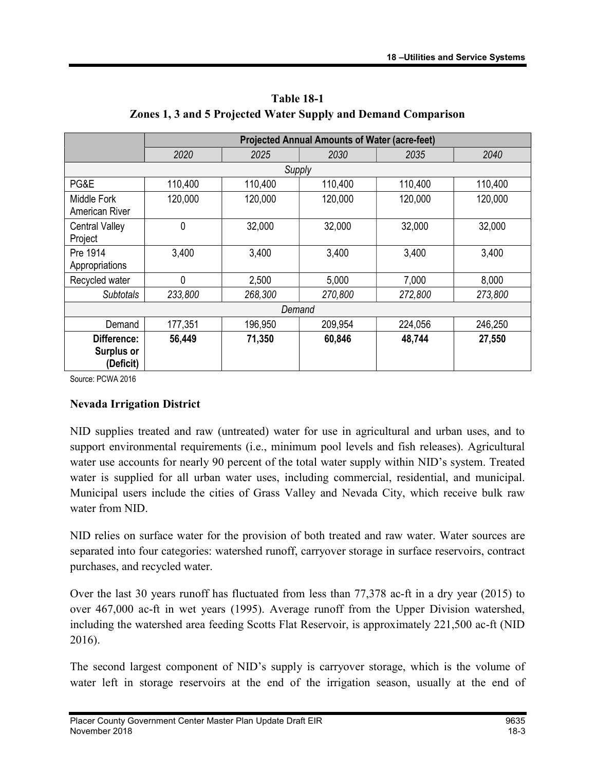**Table 18-1**
**Zones 1, 3 and 5 Projected Water Supply and Demand Comparison**

| | Projected Annual Amounts of Water (acre-feet) | | | | |
|---|---|---|---|---|---|
| | *2020* | *2025* | *2030* | *2035* | *2040* |
| *Supply* | | | | | |
| PG&E | 110,400 | 110,400 | 110,400 | 110,400 | 110,400 |
| Middle Fork American River | 120,000 | 120,000 | 120,000 | 120,000 | 120,000 |
| Central Valley Project | 0 | 32,000 | 32,000 | 32,000 | 32,000 |
| Pre 1914 Appropriations | 3,400 | 3,400 | 3,400 | 3,400 | 3,400 |
| Recycled water | 0 | 2,500 | 5,000 | 7,000 | 8,000 |
| *Subtotals* | *233,800* | *268,300* | *270,800* | *272,800* | *273,800* |
| *Demand* | | | | | |
| Demand | 177,351 | 196,950 | 209,954 | 224,056 | 246,250 |
| **Difference: Surplus or (Deficit)** | **56,449** | **71,350** | **60,846** | **48,744** | **27,550** |

Source: PCWA 2016

### Nevada Irrigation District

NID supplies treated and raw (untreated) water for use in agricultural and urban uses, and to support environmental requirements (i.e., minimum pool levels and fish releases). Agricultural water use accounts for nearly 90 percent of the total water supply within NID's system. Treated water is supplied for all urban water uses, including commercial, residential, and municipal. Municipal users include the cities of Grass Valley and Nevada City, which receive bulk raw water from NID.

NID relies on surface water for the provision of both treated and raw water. Water sources are separated into four categories: watershed runoff, carryover storage in surface reservoirs, contract purchases, and recycled water.

Over the last 30 years runoff has fluctuated from less than 77,378 ac-ft in a dry year (2015) to over 467,000 ac-ft in wet years (1995). Average runoff from the Upper Division watershed, including the watershed area feeding Scotts Flat Reservoir, is approximately 221,500 ac-ft (NID 2016).

The second largest component of NID's supply is carryover storage, which is the volume of water left in storage reservoirs at the end of the irrigation season, usually at the end of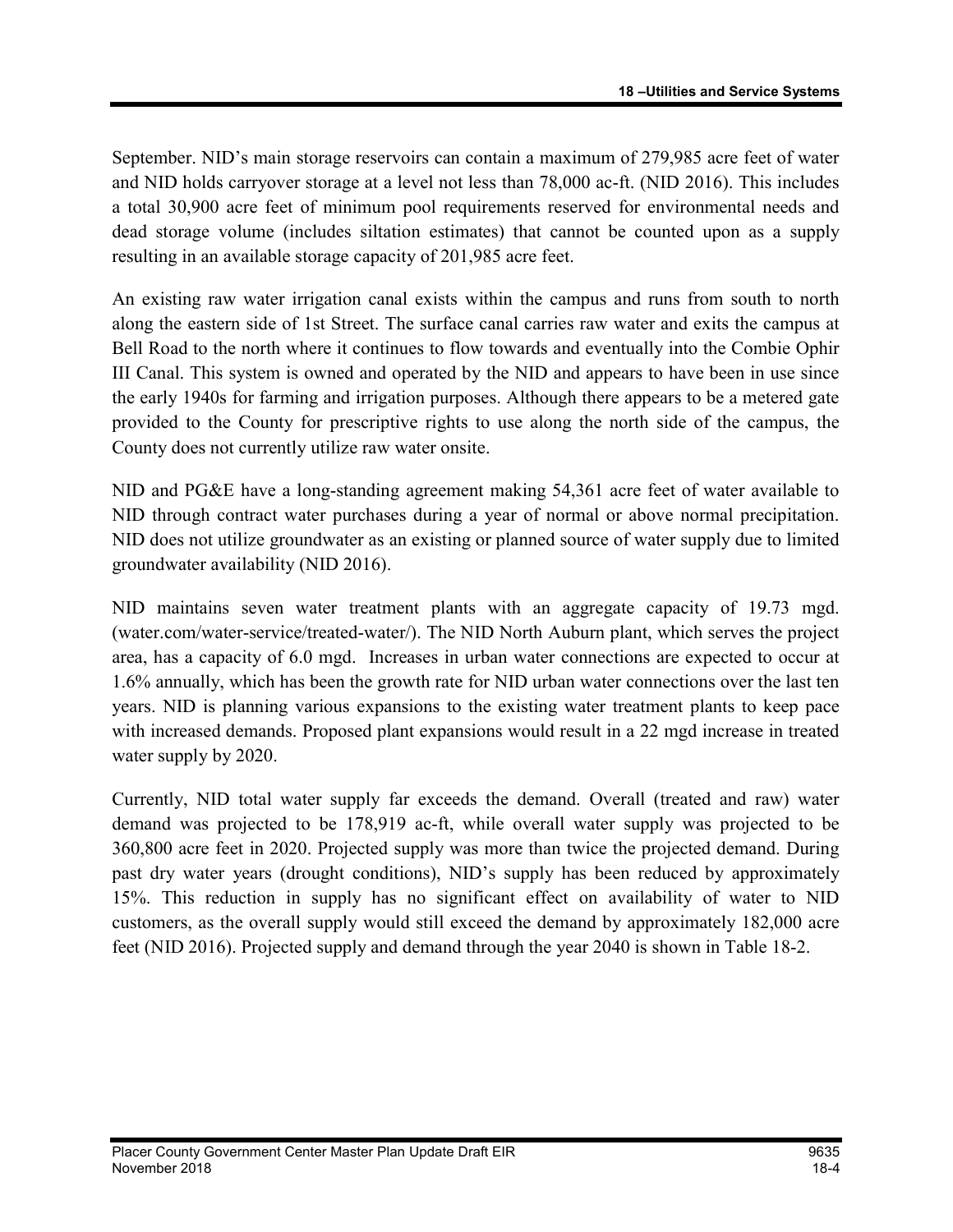September. NID's main storage reservoirs can contain a maximum of 279,985 acre feet of water and NID holds carryover storage at a level not less than 78,000 ac-ft. (NID 2016). This includes a total 30,900 acre feet of minimum pool requirements reserved for environmental needs and dead storage volume (includes siltation estimates) that cannot be counted upon as a supply resulting in an available storage capacity of 201,985 acre feet.

An existing raw water irrigation canal exists within the campus and runs from south to north along the eastern side of 1st Street. The surface canal carries raw water and exits the campus at Bell Road to the north where it continues to flow towards and eventually into the Combie Ophir III Canal. This system is owned and operated by the NID and appears to have been in use since the early 1940s for farming and irrigation purposes. Although there appears to be a metered gate provided to the County for prescriptive rights to use along the north side of the campus, the County does not currently utilize raw water onsite.

NID and PG&E have a long-standing agreement making 54,361 acre feet of water available to NID through contract water purchases during a year of normal or above normal precipitation. NID does not utilize groundwater as an existing or planned source of water supply due to limited groundwater availability (NID 2016).

NID maintains seven water treatment plants with an aggregate capacity of 19.73 mgd. (water.com/water-service/treated-water/). The NID North Auburn plant, which serves the project area, has a capacity of 6.0 mgd. Increases in urban water connections are expected to occur at 1.6% annually, which has been the growth rate for NID urban water connections over the last ten years. NID is planning various expansions to the existing water treatment plants to keep pace with increased demands. Proposed plant expansions would result in a 22 mgd increase in treated water supply by 2020.

Currently, NID total water supply far exceeds the demand. Overall (treated and raw) water demand was projected to be 178,919 ac-ft, while overall water supply was projected to be 360,800 acre feet in 2020. Projected supply was more than twice the projected demand. During past dry water years (drought conditions), NID's supply has been reduced by approximately 15%. This reduction in supply has no significant effect on availability of water to NID customers, as the overall supply would still exceed the demand by approximately 182,000 acre feet (NID 2016). Projected supply and demand through the year 2040 is shown in Table 18-2.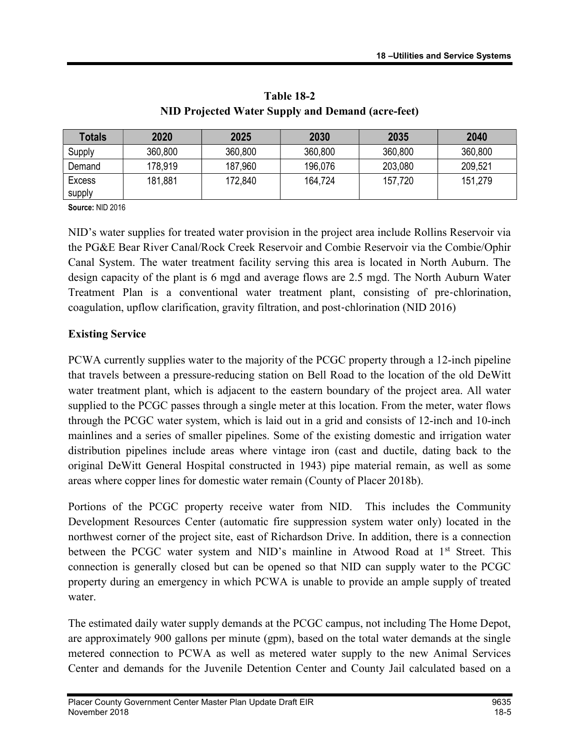**Table 18-2**
**NID Projected Water Supply and Demand (acre-feet)**

| Totals | 2020 | 2025 | 2030 | 2035 | 2040 |
|---|---|---|---|---|---|
| Supply | 360,800 | 360,800 | 360,800 | 360,800 | 360,800 |
| Demand | 178,919 | 187,960 | 196,076 | 203,080 | 209,521 |
| Excess supply | 181,881 | 172,840 | 164,724 | 157,720 | 151,279 |

**Source:** NID 2016

NID's water supplies for treated water provision in the project area include Rollins Reservoir via the PG&E Bear River Canal/Rock Creek Reservoir and Combie Reservoir via the Combie/Ophir Canal System. The water treatment facility serving this area is located in North Auburn. The design capacity of the plant is 6 mgd and average flows are 2.5 mgd. The North Auburn Water Treatment Plan is a conventional water treatment plant, consisting of pre-chlorination, coagulation, upflow clarification, gravity filtration, and post-chlorination (NID 2016)

### Existing Service

PCWA currently supplies water to the majority of the PCGC property through a 12-inch pipeline that travels between a pressure-reducing station on Bell Road to the location of the old DeWitt water treatment plant, which is adjacent to the eastern boundary of the project area. All water supplied to the PCGC passes through a single meter at this location. From the meter, water flows through the PCGC water system, which is laid out in a grid and consists of 12-inch and 10-inch mainlines and a series of smaller pipelines. Some of the existing domestic and irrigation water distribution pipelines include areas where vintage iron (cast and ductile, dating back to the original DeWitt General Hospital constructed in 1943) pipe material remain, as well as some areas where copper lines for domestic water remain (County of Placer 2018b).

Portions of the PCGC property receive water from NID. This includes the Community Development Resources Center (automatic fire suppression system water only) located in the northwest corner of the project site, east of Richardson Drive. In addition, there is a connection between the PCGC water system and NID's mainline in Atwood Road at 1st Street. This connection is generally closed but can be opened so that NID can supply water to the PCGC property during an emergency in which PCWA is unable to provide an ample supply of treated water.

The estimated daily water supply demands at the PCGC campus, not including The Home Depot, are approximately 900 gallons per minute (gpm), based on the total water demands at the single metered connection to PCWA as well as metered water supply to the new Animal Services Center and demands for the Juvenile Detention Center and County Jail calculated based on a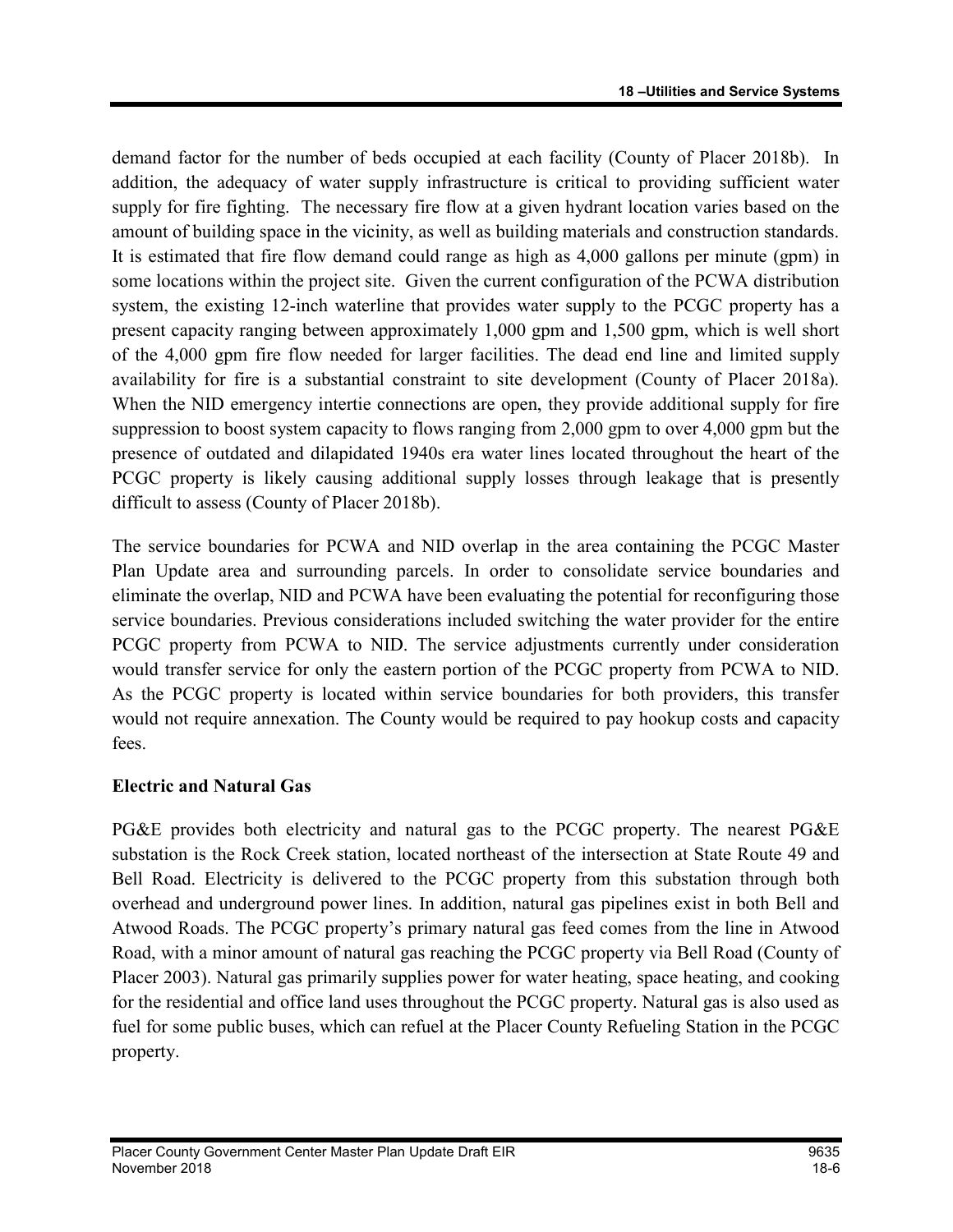demand factor for the number of beds occupied at each facility (County of Placer 2018b). In addition, the adequacy of water supply infrastructure is critical to providing sufficient water supply for fire fighting. The necessary fire flow at a given hydrant location varies based on the amount of building space in the vicinity, as well as building materials and construction standards. It is estimated that fire flow demand could range as high as 4,000 gallons per minute (gpm) in some locations within the project site. Given the current configuration of the PCWA distribution system, the existing 12-inch waterline that provides water supply to the PCGC property has a present capacity ranging between approximately 1,000 gpm and 1,500 gpm, which is well short of the 4,000 gpm fire flow needed for larger facilities. The dead end line and limited supply availability for fire is a substantial constraint to site development (County of Placer 2018a). When the NID emergency intertie connections are open, they provide additional supply for fire suppression to boost system capacity to flows ranging from 2,000 gpm to over 4,000 gpm but the presence of outdated and dilapidated 1940s era water lines located throughout the heart of the PCGC property is likely causing additional supply losses through leakage that is presently difficult to assess (County of Placer 2018b).

The service boundaries for PCWA and NID overlap in the area containing the PCGC Master Plan Update area and surrounding parcels. In order to consolidate service boundaries and eliminate the overlap, NID and PCWA have been evaluating the potential for reconfiguring those service boundaries. Previous considerations included switching the water provider for the entire PCGC property from PCWA to NID. The service adjustments currently under consideration would transfer service for only the eastern portion of the PCGC property from PCWA to NID. As the PCGC property is located within service boundaries for both providers, this transfer would not require annexation. The County would be required to pay hookup costs and capacity fees.

### Electric and Natural Gas

PG&E provides both electricity and natural gas to the PCGC property. The nearest PG&E substation is the Rock Creek station, located northeast of the intersection at State Route 49 and Bell Road. Electricity is delivered to the PCGC property from this substation through both overhead and underground power lines. In addition, natural gas pipelines exist in both Bell and Atwood Roads. The PCGC property's primary natural gas feed comes from the line in Atwood Road, with a minor amount of natural gas reaching the PCGC property via Bell Road (County of Placer 2003). Natural gas primarily supplies power for water heating, space heating, and cooking for the residential and office land uses throughout the PCGC property. Natural gas is also used as fuel for some public buses, which can refuel at the Placer County Refueling Station in the PCGC property.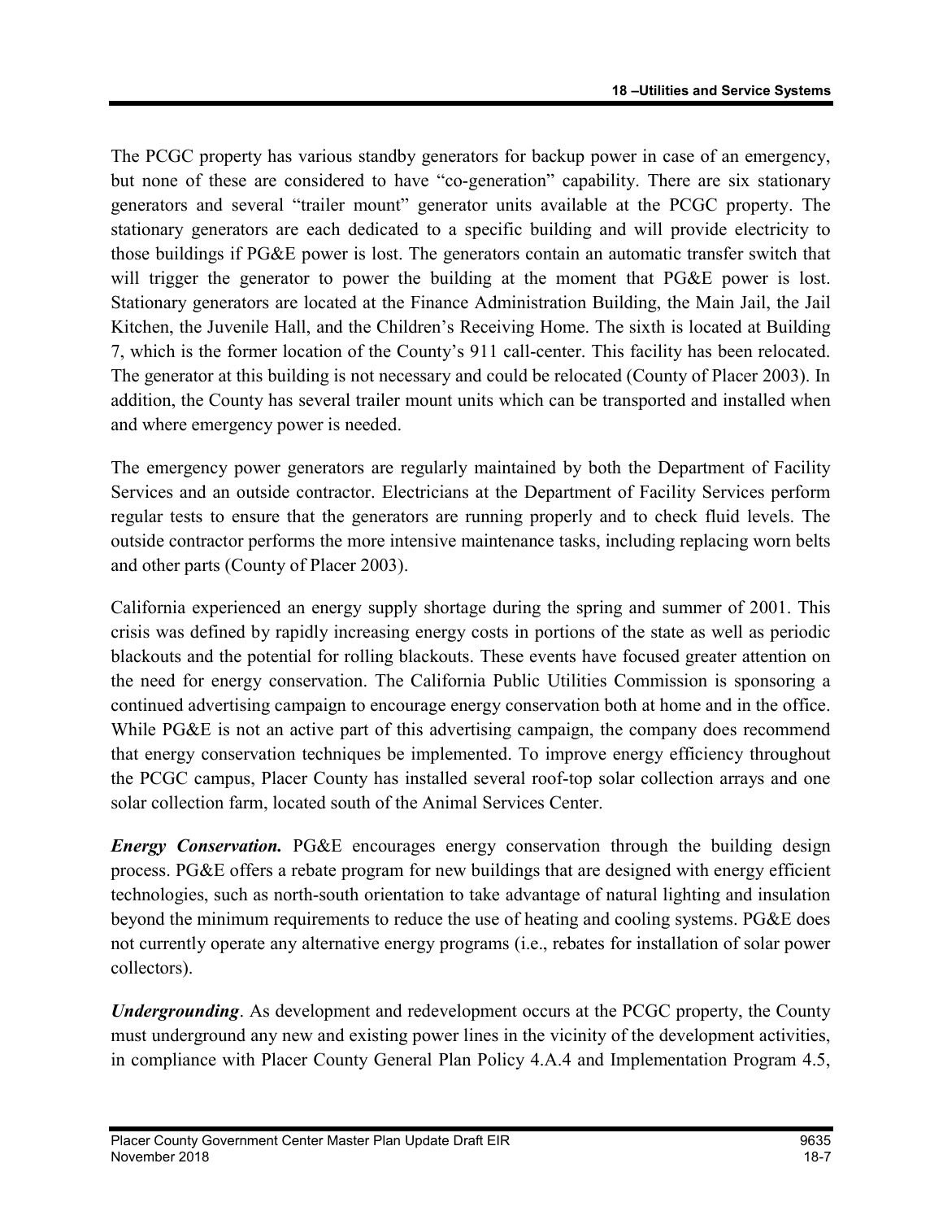The PCGC property has various standby generators for backup power in case of an emergency, but none of these are considered to have "co-generation" capability. There are six stationary generators and several "trailer mount" generator units available at the PCGC property. The stationary generators are each dedicated to a specific building and will provide electricity to those buildings if PG&E power is lost. The generators contain an automatic transfer switch that will trigger the generator to power the building at the moment that PG&E power is lost. Stationary generators are located at the Finance Administration Building, the Main Jail, the Jail Kitchen, the Juvenile Hall, and the Children's Receiving Home. The sixth is located at Building 7, which is the former location of the County's 911 call-center. This facility has been relocated. The generator at this building is not necessary and could be relocated (County of Placer 2003). In addition, the County has several trailer mount units which can be transported and installed when and where emergency power is needed.

The emergency power generators are regularly maintained by both the Department of Facility Services and an outside contractor. Electricians at the Department of Facility Services perform regular tests to ensure that the generators are running properly and to check fluid levels. The outside contractor performs the more intensive maintenance tasks, including replacing worn belts and other parts (County of Placer 2003).

California experienced an energy supply shortage during the spring and summer of 2001. This crisis was defined by rapidly increasing energy costs in portions of the state as well as periodic blackouts and the potential for rolling blackouts. These events have focused greater attention on the need for energy conservation. The California Public Utilities Commission is sponsoring a continued advertising campaign to encourage energy conservation both at home and in the office. While PG&E is not an active part of this advertising campaign, the company does recommend that energy conservation techniques be implemented. To improve energy efficiency throughout the PCGC campus, Placer County has installed several roof-top solar collection arrays and one solar collection farm, located south of the Animal Services Center.

***Energy Conservation.*** PG&E encourages energy conservation through the building design process. PG&E offers a rebate program for new buildings that are designed with energy efficient technologies, such as north-south orientation to take advantage of natural lighting and insulation beyond the minimum requirements to reduce the use of heating and cooling systems. PG&E does not currently operate any alternative energy programs (i.e., rebates for installation of solar power collectors).

***Undergrounding***. As development and redevelopment occurs at the PCGC property, the County must underground any new and existing power lines in the vicinity of the development activities, in compliance with Placer County General Plan Policy 4.A.4 and Implementation Program 4.5,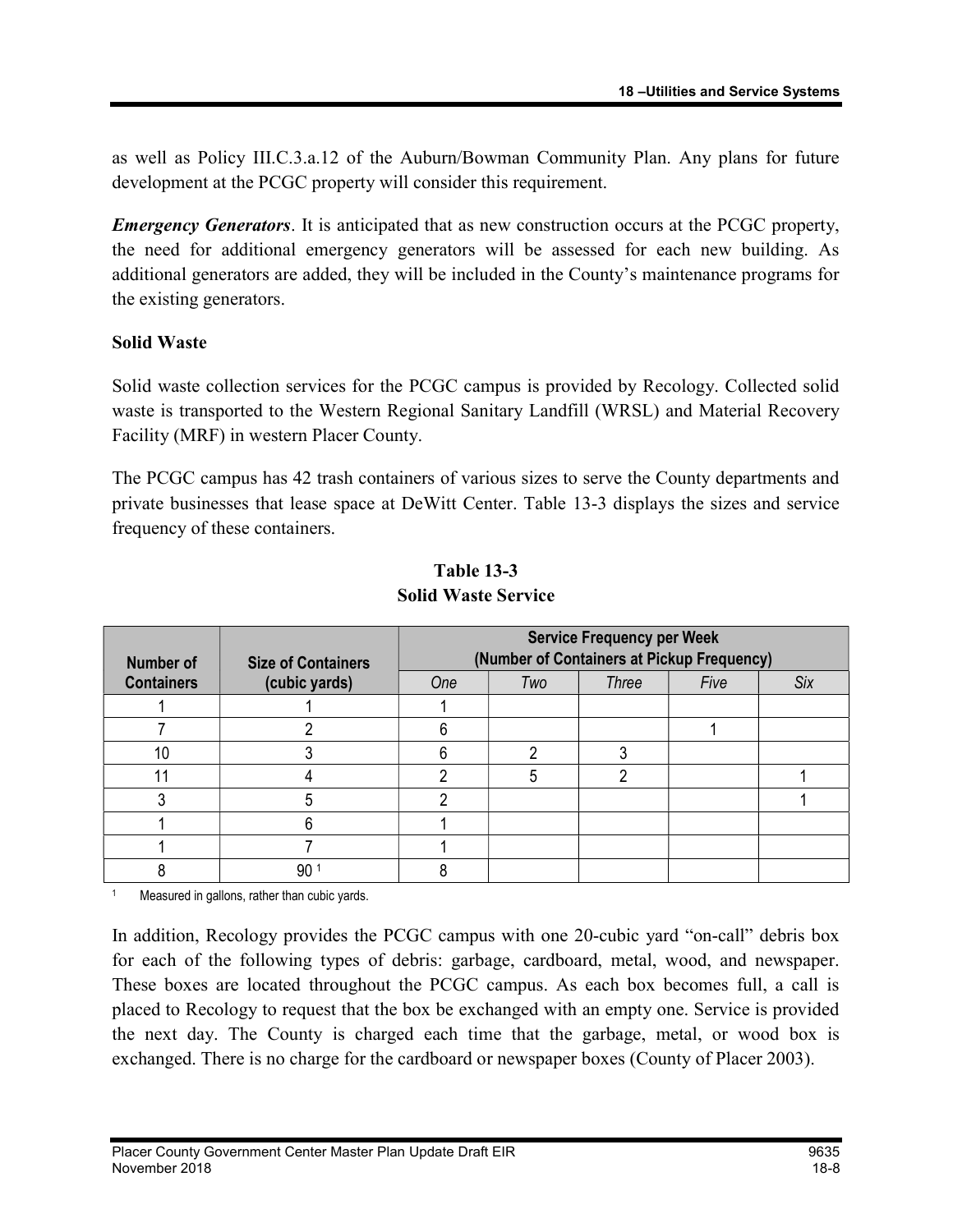as well as Policy III.C.3.a.12 of the Auburn/Bowman Community Plan. Any plans for future development at the PCGC property will consider this requirement.

***Emergency Generators***. It is anticipated that as new construction occurs at the PCGC property, the need for additional emergency generators will be assessed for each new building. As additional generators are added, they will be included in the County's maintenance programs for the existing generators.

**Solid Waste**

Solid waste collection services for the PCGC campus is provided by Recology. Collected solid waste is transported to the Western Regional Sanitary Landfill (WRSL) and Material Recovery Facility (MRF) in western Placer County.

The PCGC campus has 42 trash containers of various sizes to serve the County departments and private businesses that lease space at DeWitt Center. Table 13-3 displays the sizes and service frequency of these containers.

**Table 13-3**
**Solid Waste Service**

| Number of Containers | Size of Containers (cubic yards) | Service Frequency per Week (Number of Containers at Pickup Frequency) | | | | |
|---|---|---|---|---|---|---|
| | | *One* | *Two* | *Three* | *Five* | *Six* |
| 1 | 1 | 1 | | | | |
| 7 | 2 | 6 | | | 1 | |
| 10 | 3 | 6 | 2 | 3 | | |
| 11 | 4 | 2 | 5 | 2 | | 1 |
| 3 | 5 | 2 | | | | 1 |
| 1 | 6 | 1 | | | | |
| 1 | 7 | 1 | | | | |
| 8 | 90 [1] | 8 | | | | |

[1] Measured in gallons, rather than cubic yards.

In addition, Recology provides the PCGC campus with one 20-cubic yard "on-call" debris box for each of the following types of debris: garbage, cardboard, metal, wood, and newspaper. These boxes are located throughout the PCGC campus. As each box becomes full, a call is placed to Recology to request that the box be exchanged with an empty one. Service is provided the next day. The County is charged each time that the garbage, metal, or wood box is exchanged. There is no charge for the cardboard or newspaper boxes (County of Placer 2003).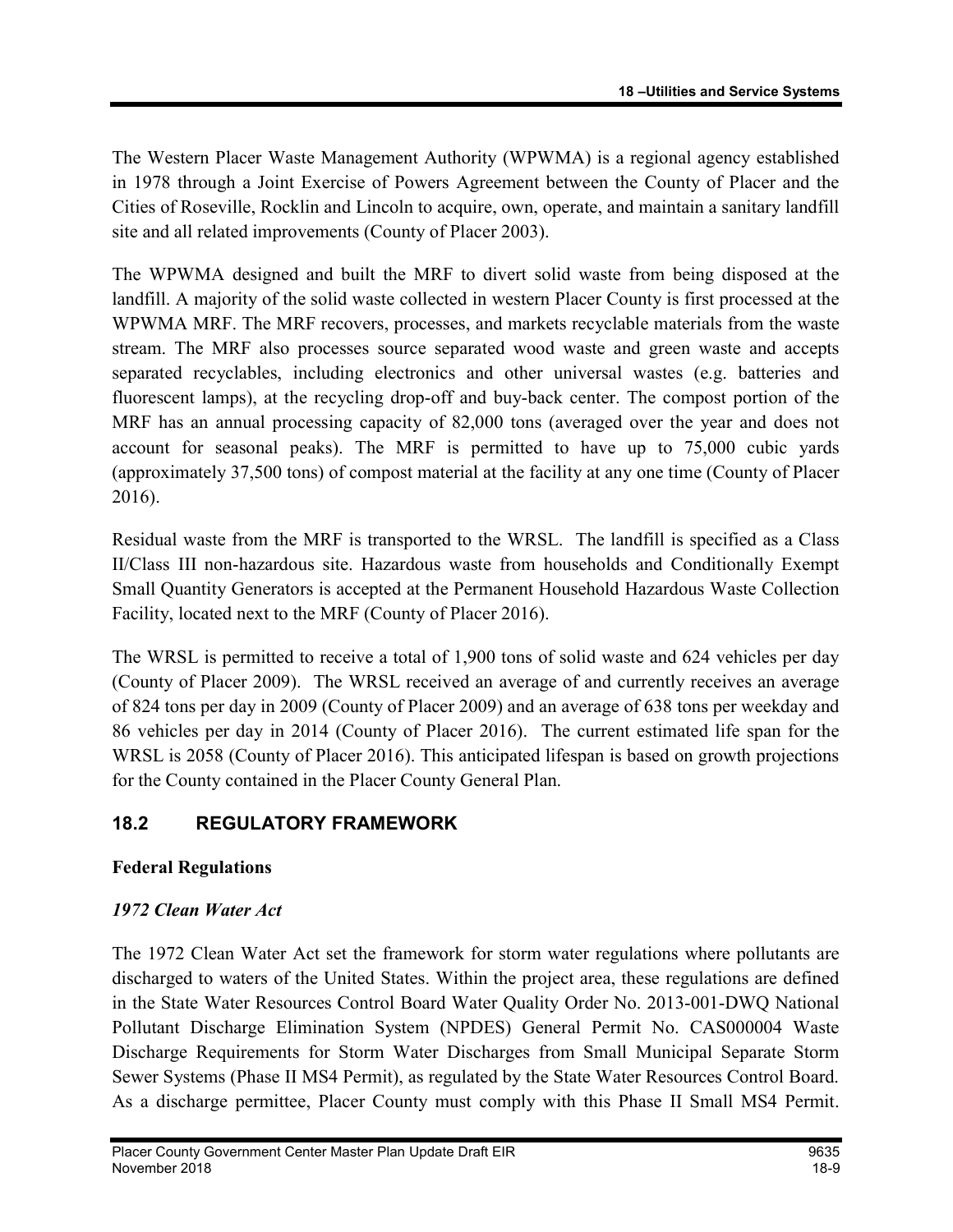The Western Placer Waste Management Authority (WPWMA) is a regional agency established in 1978 through a Joint Exercise of Powers Agreement between the County of Placer and the Cities of Roseville, Rocklin and Lincoln to acquire, own, operate, and maintain a sanitary landfill site and all related improvements (County of Placer 2003).

The WPWMA designed and built the MRF to divert solid waste from being disposed at the landfill. A majority of the solid waste collected in western Placer County is first processed at the WPWMA MRF. The MRF recovers, processes, and markets recyclable materials from the waste stream. The MRF also processes source separated wood waste and green waste and accepts separated recyclables, including electronics and other universal wastes (e.g. batteries and fluorescent lamps), at the recycling drop-off and buy-back center. The compost portion of the MRF has an annual processing capacity of 82,000 tons (averaged over the year and does not account for seasonal peaks). The MRF is permitted to have up to 75,000 cubic yards (approximately 37,500 tons) of compost material at the facility at any one time (County of Placer 2016).

Residual waste from the MRF is transported to the WRSL. The landfill is specified as a Class II/Class III non-hazardous site. Hazardous waste from households and Conditionally Exempt Small Quantity Generators is accepted at the Permanent Household Hazardous Waste Collection Facility, located next to the MRF (County of Placer 2016).

The WRSL is permitted to receive a total of 1,900 tons of solid waste and 624 vehicles per day (County of Placer 2009). The WRSL received an average of and currently receives an average of 824 tons per day in 2009 (County of Placer 2009) and an average of 638 tons per weekday and 86 vehicles per day in 2014 (County of Placer 2016). The current estimated life span for the WRSL is 2058 (County of Placer 2016). This anticipated lifespan is based on growth projections for the County contained in the Placer County General Plan.

## 18.2 REGULATORY FRAMEWORK

### Federal Regulations

#### *1972 Clean Water Act*

The 1972 Clean Water Act set the framework for storm water regulations where pollutants are discharged to waters of the United States. Within the project area, these regulations are defined in the State Water Resources Control Board Water Quality Order No. 2013-001-DWQ National Pollutant Discharge Elimination System (NPDES) General Permit No. CAS000004 Waste Discharge Requirements for Storm Water Discharges from Small Municipal Separate Storm Sewer Systems (Phase II MS4 Permit), as regulated by the State Water Resources Control Board. As a discharge permittee, Placer County must comply with this Phase II Small MS4 Permit.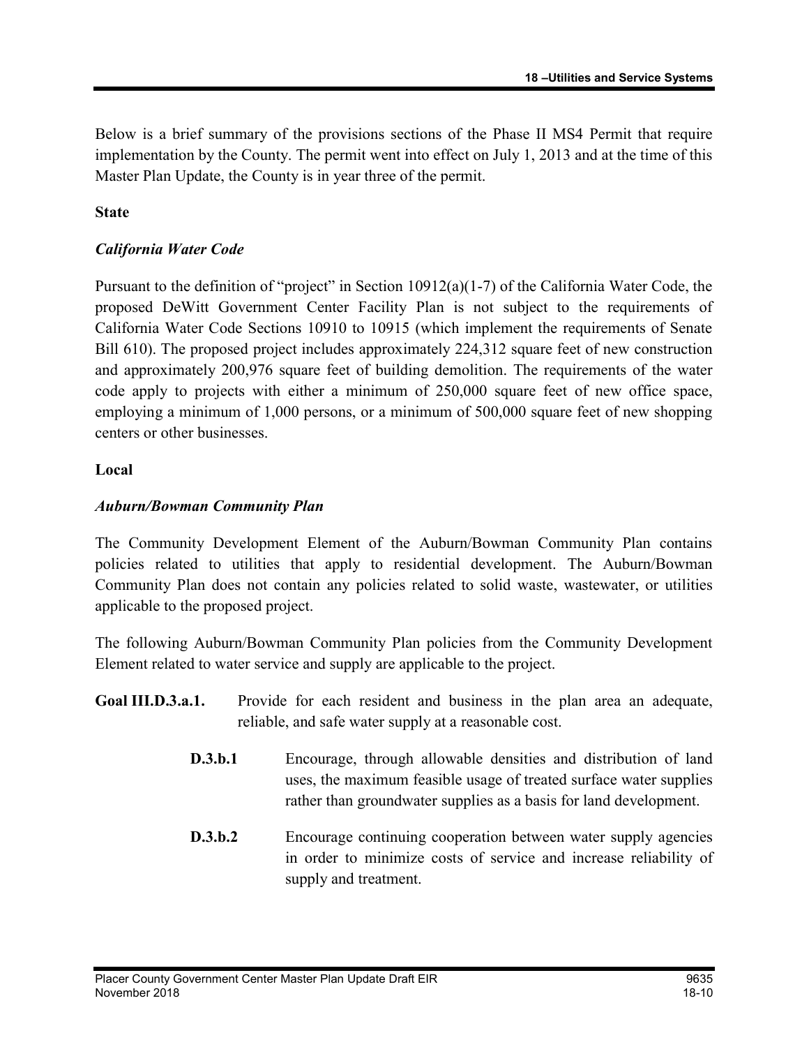Below is a brief summary of the provisions sections of the Phase II MS4 Permit that require implementation by the County. The permit went into effect on July 1, 2013 and at the time of this Master Plan Update, the County is in year three of the permit.

**State**

***California Water Code***

Pursuant to the definition of "project" in Section 10912(a)(1-7) of the California Water Code, the proposed DeWitt Government Center Facility Plan is not subject to the requirements of California Water Code Sections 10910 to 10915 (which implement the requirements of Senate Bill 610). The proposed project includes approximately 224,312 square feet of new construction and approximately 200,976 square feet of building demolition. The requirements of the water code apply to projects with either a minimum of 250,000 square feet of new office space, employing a minimum of 1,000 persons, or a minimum of 500,000 square feet of new shopping centers or other businesses.

**Local**

***Auburn/Bowman Community Plan***

The Community Development Element of the Auburn/Bowman Community Plan contains policies related to utilities that apply to residential development. The Auburn/Bowman Community Plan does not contain any policies related to solid waste, wastewater, or utilities applicable to the proposed project.

The following Auburn/Bowman Community Plan policies from the Community Development Element related to water service and supply are applicable to the project.

**Goal III.D.3.a.1.** Provide for each resident and business in the plan area an adequate, reliable, and safe water supply at a reasonable cost.

**D.3.b.1** Encourage, through allowable densities and distribution of land uses, the maximum feasible usage of treated surface water supplies rather than groundwater supplies as a basis for land development.

**D.3.b.2** Encourage continuing cooperation between water supply agencies in order to minimize costs of service and increase reliability of supply and treatment.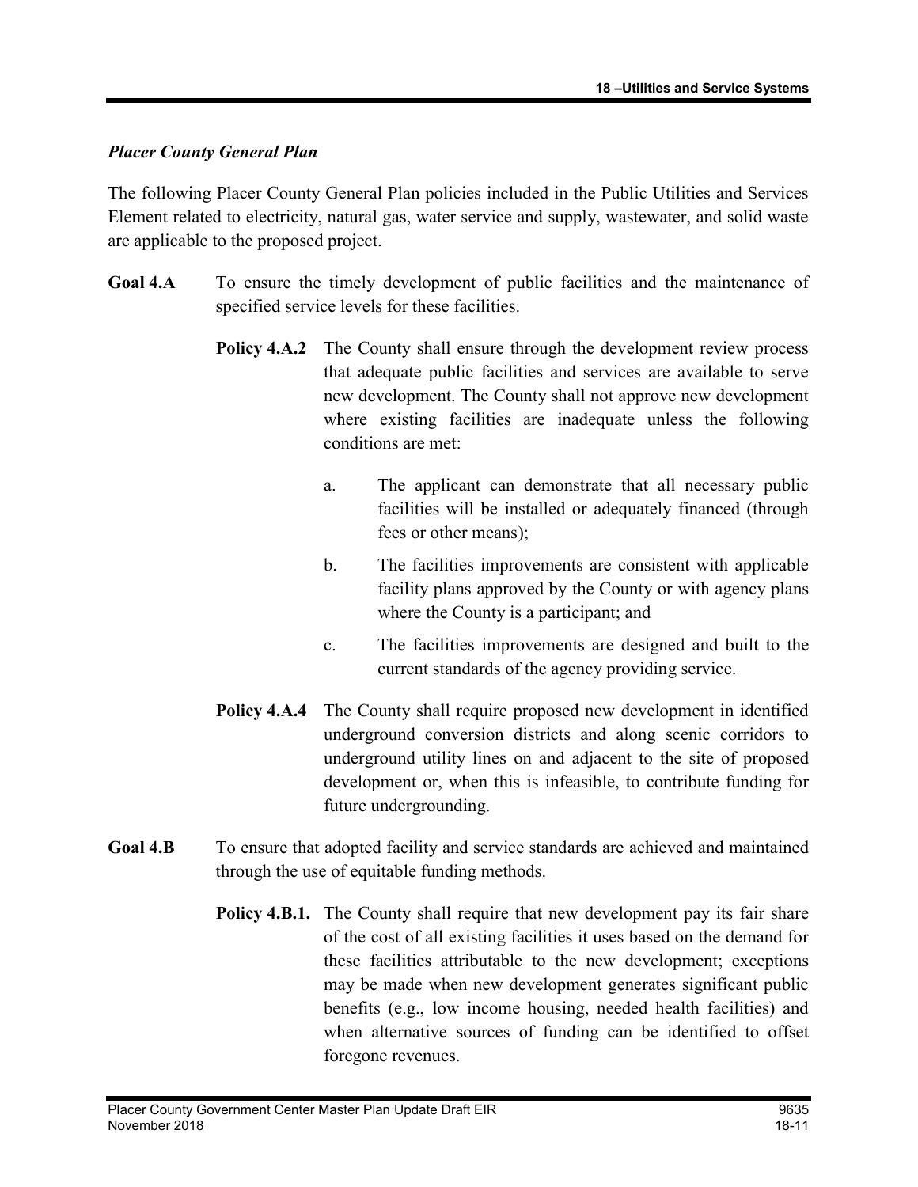*Placer County General Plan*

The following Placer County General Plan policies included in the Public Utilities and Services Element related to electricity, natural gas, water service and supply, wastewater, and solid waste are applicable to the proposed project.

**Goal 4.A** To ensure the timely development of public facilities and the maintenance of specified service levels for these facilities.

**Policy 4.A.2** The County shall ensure through the development review process that adequate public facilities and services are available to serve new development. The County shall not approve new development where existing facilities are inadequate unless the following conditions are met:

a. The applicant can demonstrate that all necessary public facilities will be installed or adequately financed (through fees or other means);

b. The facilities improvements are consistent with applicable facility plans approved by the County or with agency plans where the County is a participant; and

c. The facilities improvements are designed and built to the current standards of the agency providing service.

**Policy 4.A.4** The County shall require proposed new development in identified underground conversion districts and along scenic corridors to underground utility lines on and adjacent to the site of proposed development or, when this is infeasible, to contribute funding for future undergrounding.

**Goal 4.B** To ensure that adopted facility and service standards are achieved and maintained through the use of equitable funding methods.

**Policy 4.B.1.** The County shall require that new development pay its fair share of the cost of all existing facilities it uses based on the demand for these facilities attributable to the new development; exceptions may be made when new development generates significant public benefits (e.g., low income housing, needed health facilities) and when alternative sources of funding can be identified to offset foregone revenues.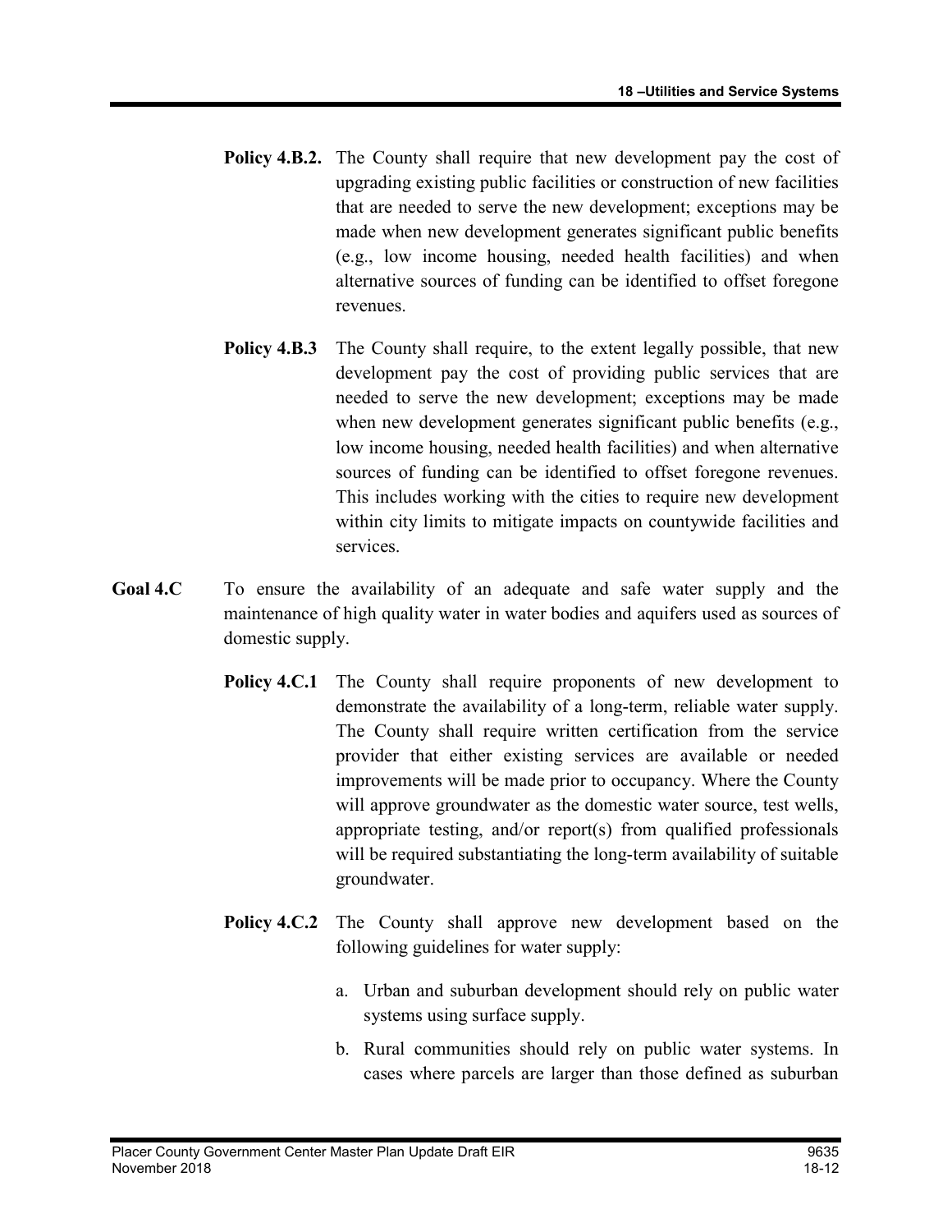**Policy 4.B.2.** The County shall require that new development pay the cost of upgrading existing public facilities or construction of new facilities that are needed to serve the new development; exceptions may be made when new development generates significant public benefits (e.g., low income housing, needed health facilities) and when alternative sources of funding can be identified to offset foregone revenues.

**Policy 4.B.3** The County shall require, to the extent legally possible, that new development pay the cost of providing public services that are needed to serve the new development; exceptions may be made when new development generates significant public benefits (e.g., low income housing, needed health facilities) and when alternative sources of funding can be identified to offset foregone revenues. This includes working with the cities to require new development within city limits to mitigate impacts on countywide facilities and services.

**Goal 4.C** To ensure the availability of an adequate and safe water supply and the maintenance of high quality water in water bodies and aquifers used as sources of domestic supply.

**Policy 4.C.1** The County shall require proponents of new development to demonstrate the availability of a long-term, reliable water supply. The County shall require written certification from the service provider that either existing services are available or needed improvements will be made prior to occupancy. Where the County will approve groundwater as the domestic water source, test wells, appropriate testing, and/or report(s) from qualified professionals will be required substantiating the long-term availability of suitable groundwater.

**Policy 4.C.2** The County shall approve new development based on the following guidelines for water supply:

a. Urban and suburban development should rely on public water systems using surface supply.

b. Rural communities should rely on public water systems. In cases where parcels are larger than those defined as suburban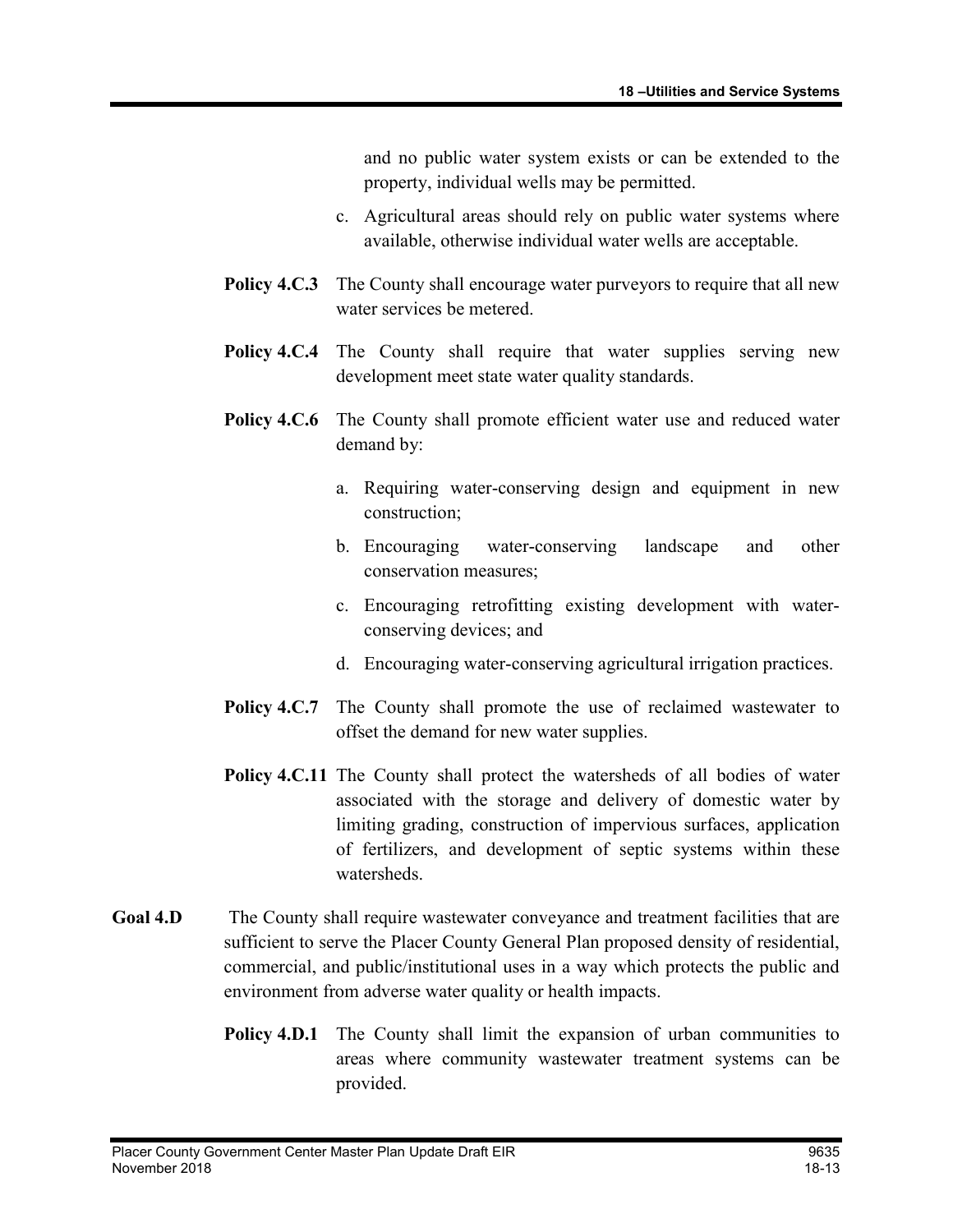and no public water system exists or can be extended to the property, individual wells may be permitted.

c. Agricultural areas should rely on public water systems where available, otherwise individual water wells are acceptable.

**Policy 4.C.3** The County shall encourage water purveyors to require that all new water services be metered.

**Policy 4.C.4** The County shall require that water supplies serving new development meet state water quality standards.

**Policy 4.C.6** The County shall promote efficient water use and reduced water demand by:

a. Requiring water-conserving design and equipment in new construction;

b. Encouraging water-conserving landscape and other conservation measures;

c. Encouraging retrofitting existing development with water-conserving devices; and

d. Encouraging water-conserving agricultural irrigation practices.

**Policy 4.C.7** The County shall promote the use of reclaimed wastewater to offset the demand for new water supplies.

**Policy 4.C.11** The County shall protect the watersheds of all bodies of water associated with the storage and delivery of domestic water by limiting grading, construction of impervious surfaces, application of fertilizers, and development of septic systems within these watersheds.

**Goal 4.D** The County shall require wastewater conveyance and treatment facilities that are sufficient to serve the Placer County General Plan proposed density of residential, commercial, and public/institutional uses in a way which protects the public and environment from adverse water quality or health impacts.

**Policy 4.D.1** The County shall limit the expansion of urban communities to areas where community wastewater treatment systems can be provided.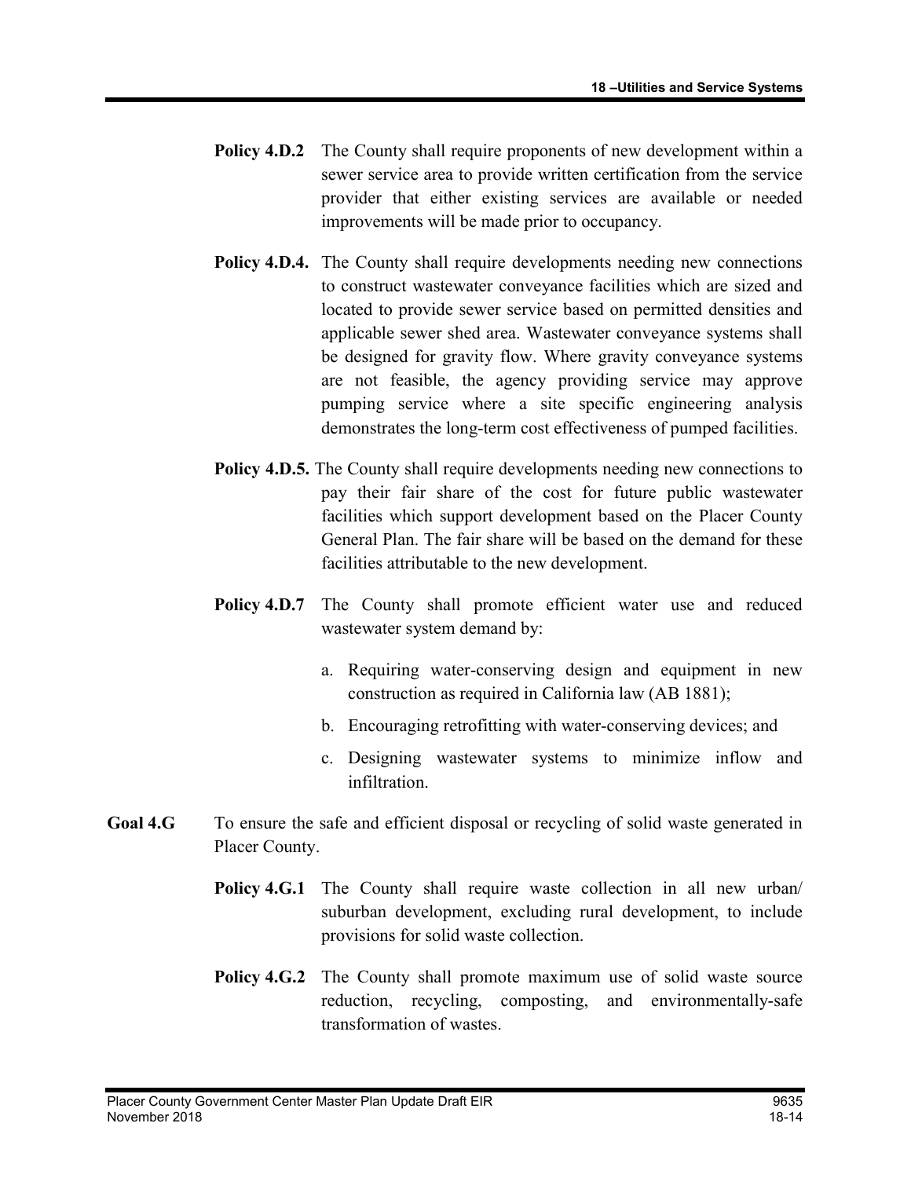**Policy 4.D.2** The County shall require proponents of new development within a sewer service area to provide written certification from the service provider that either existing services are available or needed improvements will be made prior to occupancy.

**Policy 4.D.4.** The County shall require developments needing new connections to construct wastewater conveyance facilities which are sized and located to provide sewer service based on permitted densities and applicable sewer shed area. Wastewater conveyance systems shall be designed for gravity flow. Where gravity conveyance systems are not feasible, the agency providing service may approve pumping service where a site specific engineering analysis demonstrates the long-term cost effectiveness of pumped facilities.

**Policy 4.D.5.** The County shall require developments needing new connections to pay their fair share of the cost for future public wastewater facilities which support development based on the Placer County General Plan. The fair share will be based on the demand for these facilities attributable to the new development.

**Policy 4.D.7** The County shall promote efficient water use and reduced wastewater system demand by:

a. Requiring water-conserving design and equipment in new construction as required in California law (AB 1881);

b. Encouraging retrofitting with water-conserving devices; and

c. Designing wastewater systems to minimize inflow and infiltration.

**Goal 4.G** To ensure the safe and efficient disposal or recycling of solid waste generated in Placer County.

**Policy 4.G.1** The County shall require waste collection in all new urban/ suburban development, excluding rural development, to include provisions for solid waste collection.

**Policy 4.G.2** The County shall promote maximum use of solid waste source reduction, recycling, composting, and environmentally-safe transformation of wastes.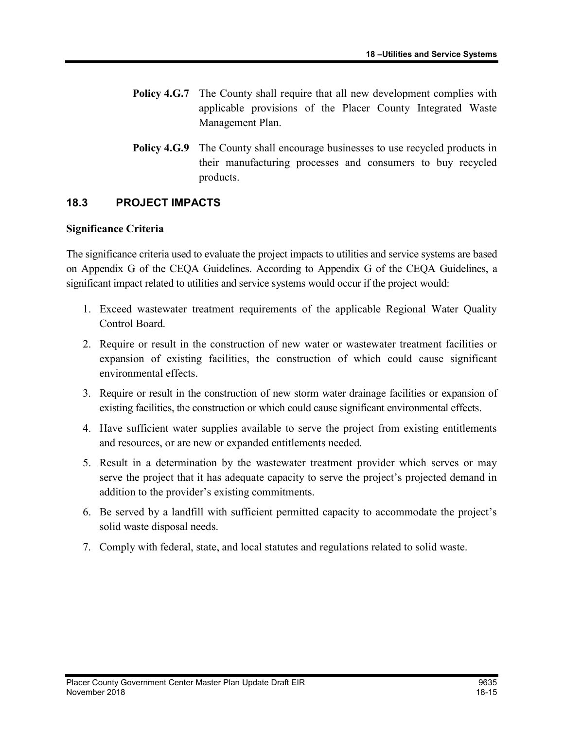**Policy 4.G.7** The County shall require that all new development complies with applicable provisions of the Placer County Integrated Waste Management Plan.

**Policy 4.G.9** The County shall encourage businesses to use recycled products in their manufacturing processes and consumers to buy recycled products.

## 18.3 PROJECT IMPACTS

**Significance Criteria**

The significance criteria used to evaluate the project impacts to utilities and service systems are based on Appendix G of the CEQA Guidelines. According to Appendix G of the CEQA Guidelines, a significant impact related to utilities and service systems would occur if the project would:

1. Exceed wastewater treatment requirements of the applicable Regional Water Quality Control Board.
2. Require or result in the construction of new water or wastewater treatment facilities or expansion of existing facilities, the construction of which could cause significant environmental effects.
3. Require or result in the construction of new storm water drainage facilities or expansion of existing facilities, the construction or which could cause significant environmental effects.
4. Have sufficient water supplies available to serve the project from existing entitlements and resources, or are new or expanded entitlements needed.
5. Result in a determination by the wastewater treatment provider which serves or may serve the project that it has adequate capacity to serve the project's projected demand in addition to the provider's existing commitments.
6. Be served by a landfill with sufficient permitted capacity to accommodate the project's solid waste disposal needs.
7. Comply with federal, state, and local statutes and regulations related to solid waste.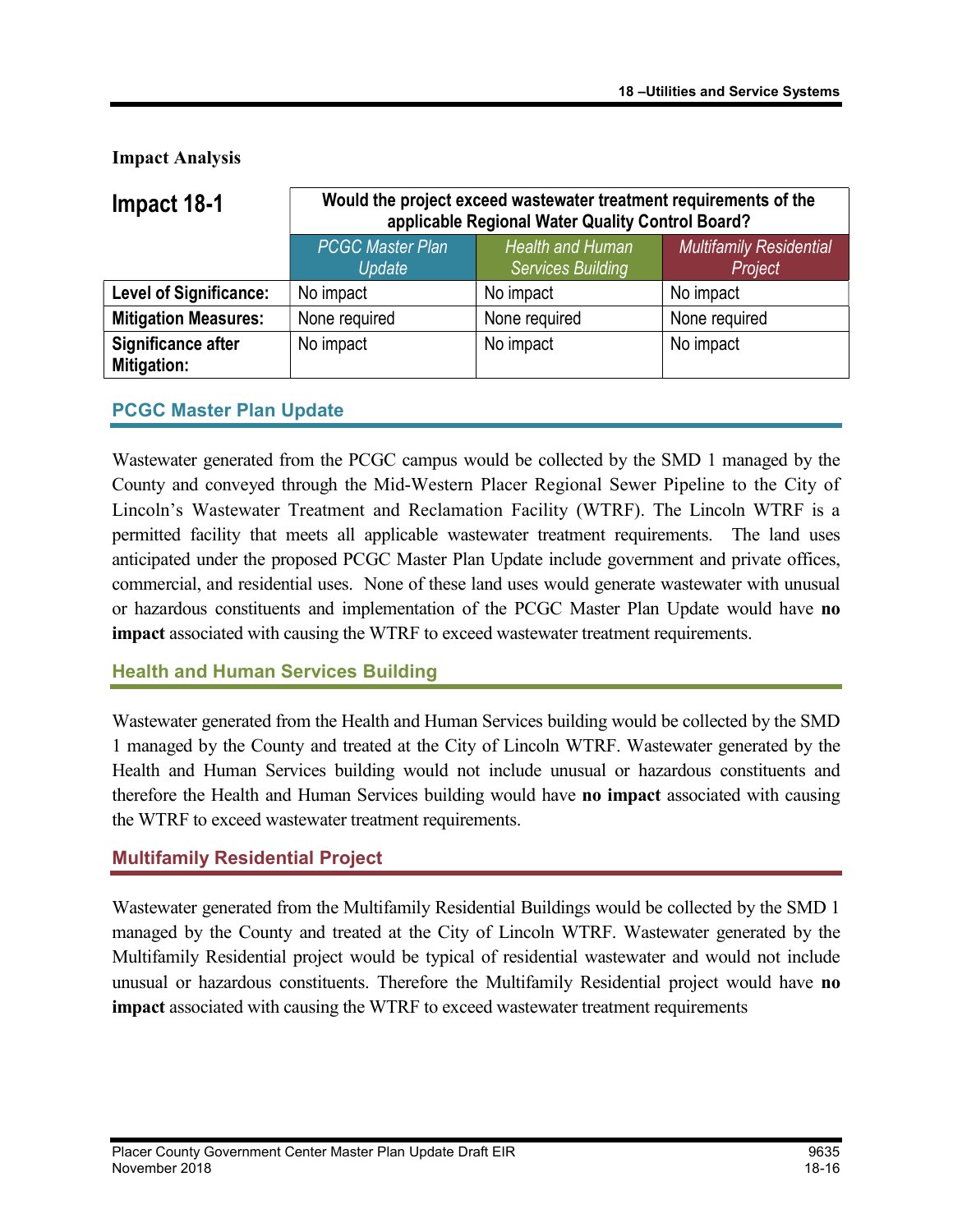### Impact Analysis

| Impact 18-1 | Would the project exceed wastewater treatment requirements of the applicable Regional Water Quality Control Board? | | |
|---|---|---|---|
| | *PCGC Master Plan Update* | *Health and Human Services Building* | *Multifamily Residential Project* |
| **Level of Significance:** | No impact | No impact | No impact |
| **Mitigation Measures:** | None required | None required | None required |
| **Significance after Mitigation:** | No impact | No impact | No impact |

#### PCGC Master Plan Update

Wastewater generated from the PCGC campus would be collected by the SMD 1 managed by the County and conveyed through the Mid-Western Placer Regional Sewer Pipeline to the City of Lincoln's Wastewater Treatment and Reclamation Facility (WTRF). The Lincoln WTRF is a permitted facility that meets all applicable wastewater treatment requirements. The land uses anticipated under the proposed PCGC Master Plan Update include government and private offices, commercial, and residential uses. None of these land uses would generate wastewater with unusual or hazardous constituents and implementation of the PCGC Master Plan Update would have **no impact** associated with causing the WTRF to exceed wastewater treatment requirements.

#### Health and Human Services Building

Wastewater generated from the Health and Human Services building would be collected by the SMD 1 managed by the County and treated at the City of Lincoln WTRF. Wastewater generated by the Health and Human Services building would not include unusual or hazardous constituents and therefore the Health and Human Services building would have **no impact** associated with causing the WTRF to exceed wastewater treatment requirements.

#### Multifamily Residential Project

Wastewater generated from the Multifamily Residential Buildings would be collected by the SMD 1 managed by the County and treated at the City of Lincoln WTRF. Wastewater generated by the Multifamily Residential project would be typical of residential wastewater and would not include unusual or hazardous constituents. Therefore the Multifamily Residential project would have **no impact** associated with causing the WTRF to exceed wastewater treatment requirements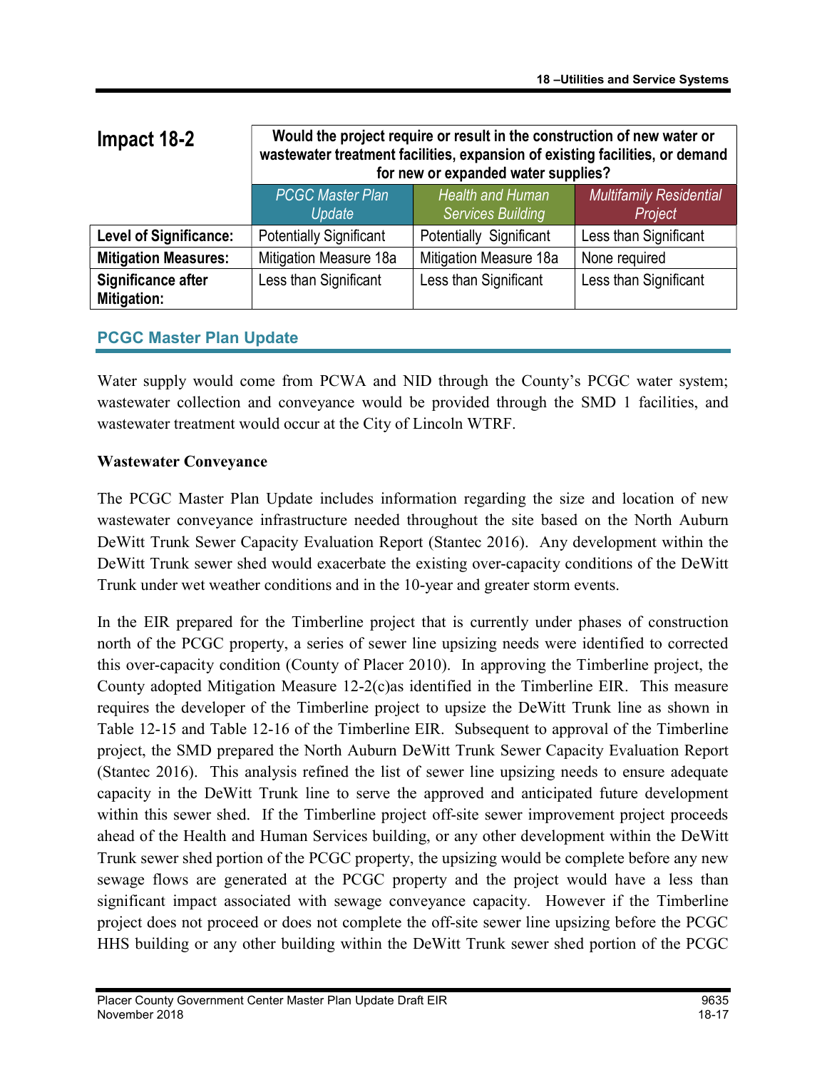| Impact 18-2 | Would the project require or result in the construction of new water or wastewater treatment facilities, expansion of existing facilities, or demand for new or expanded water supplies? | | |
|---|---|---|---|
| | *PCGC Master Plan Update* | *Health and Human Services Building* | *Multifamily Residential Project* |
| **Level of Significance:** | Potentially Significant | Potentially Significant | Less than Significant |
| **Mitigation Measures:** | Mitigation Measure 18a | Mitigation Measure 18a | None required |
| **Significance after Mitigation:** | Less than Significant | Less than Significant | Less than Significant |

## PCGC Master Plan Update

Water supply would come from PCWA and NID through the County's PCGC water system; wastewater collection and conveyance would be provided through the SMD 1 facilities, and wastewater treatment would occur at the City of Lincoln WTRF.

**Wastewater Conveyance**

The PCGC Master Plan Update includes information regarding the size and location of new wastewater conveyance infrastructure needed throughout the site based on the North Auburn DeWitt Trunk Sewer Capacity Evaluation Report (Stantec 2016). Any development within the DeWitt Trunk sewer shed would exacerbate the existing over-capacity conditions of the DeWitt Trunk under wet weather conditions and in the 10-year and greater storm events.

In the EIR prepared for the Timberline project that is currently under phases of construction north of the PCGC property, a series of sewer line upsizing needs were identified to corrected this over-capacity condition (County of Placer 2010). In approving the Timberline project, the County adopted Mitigation Measure 12-2(c)as identified in the Timberline EIR. This measure requires the developer of the Timberline project to upsize the DeWitt Trunk line as shown in Table 12-15 and Table 12-16 of the Timberline EIR. Subsequent to approval of the Timberline project, the SMD prepared the North Auburn DeWitt Trunk Sewer Capacity Evaluation Report (Stantec 2016). This analysis refined the list of sewer line upsizing needs to ensure adequate capacity in the DeWitt Trunk line to serve the approved and anticipated future development within this sewer shed. If the Timberline project off-site sewer improvement project proceeds ahead of the Health and Human Services building, or any other development within the DeWitt Trunk sewer shed portion of the PCGC property, the upsizing would be complete before any new sewage flows are generated at the PCGC property and the project would have a less than significant impact associated with sewage conveyance capacity. However if the Timberline project does not proceed or does not complete the off-site sewer line upsizing before the PCGC HHS building or any other building within the DeWitt Trunk sewer shed portion of the PCGC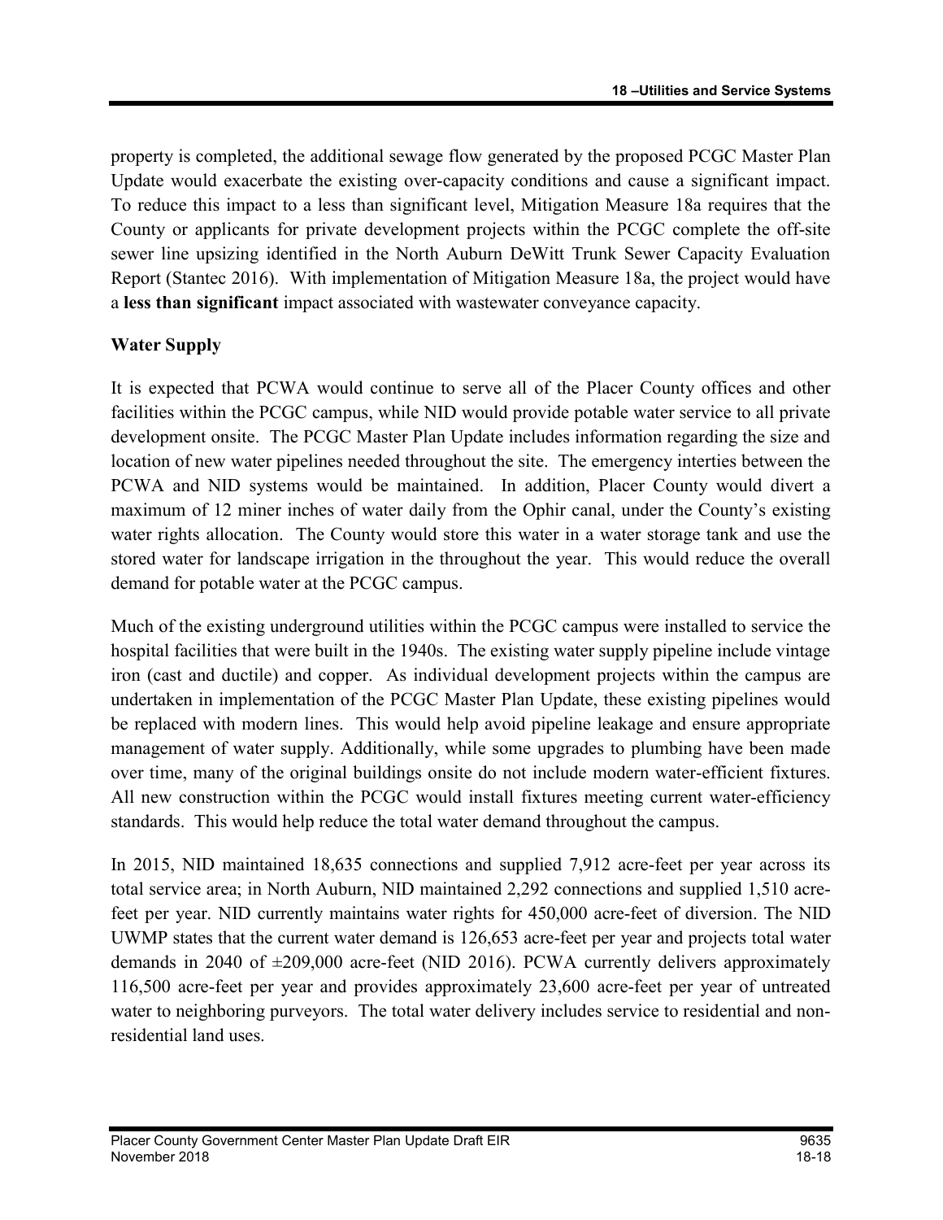property is completed, the additional sewage flow generated by the proposed PCGC Master Plan Update would exacerbate the existing over-capacity conditions and cause a significant impact. To reduce this impact to a less than significant level, Mitigation Measure 18a requires that the County or applicants for private development projects within the PCGC complete the off-site sewer line upsizing identified in the North Auburn DeWitt Trunk Sewer Capacity Evaluation Report (Stantec 2016). With implementation of Mitigation Measure 18a, the project would have a **less than significant** impact associated with wastewater conveyance capacity.

**Water Supply**

It is expected that PCWA would continue to serve all of the Placer County offices and other facilities within the PCGC campus, while NID would provide potable water service to all private development onsite. The PCGC Master Plan Update includes information regarding the size and location of new water pipelines needed throughout the site. The emergency interties between the PCWA and NID systems would be maintained. In addition, Placer County would divert a maximum of 12 miner inches of water daily from the Ophir canal, under the County's existing water rights allocation. The County would store this water in a water storage tank and use the stored water for landscape irrigation in the throughout the year. This would reduce the overall demand for potable water at the PCGC campus.

Much of the existing underground utilities within the PCGC campus were installed to service the hospital facilities that were built in the 1940s. The existing water supply pipeline include vintage iron (cast and ductile) and copper. As individual development projects within the campus are undertaken in implementation of the PCGC Master Plan Update, these existing pipelines would be replaced with modern lines. This would help avoid pipeline leakage and ensure appropriate management of water supply. Additionally, while some upgrades to plumbing have been made over time, many of the original buildings onsite do not include modern water-efficient fixtures. All new construction within the PCGC would install fixtures meeting current water-efficiency standards. This would help reduce the total water demand throughout the campus.

In 2015, NID maintained 18,635 connections and supplied 7,912 acre-feet per year across its total service area; in North Auburn, NID maintained 2,292 connections and supplied 1,510 acre-feet per year. NID currently maintains water rights for 450,000 acre-feet of diversion. The NID UWMP states that the current water demand is 126,653 acre-feet per year and projects total water demands in 2040 of ±209,000 acre-feet (NID 2016). PCWA currently delivers approximately 116,500 acre-feet per year and provides approximately 23,600 acre-feet per year of untreated water to neighboring purveyors. The total water delivery includes service to residential and non-residential land uses.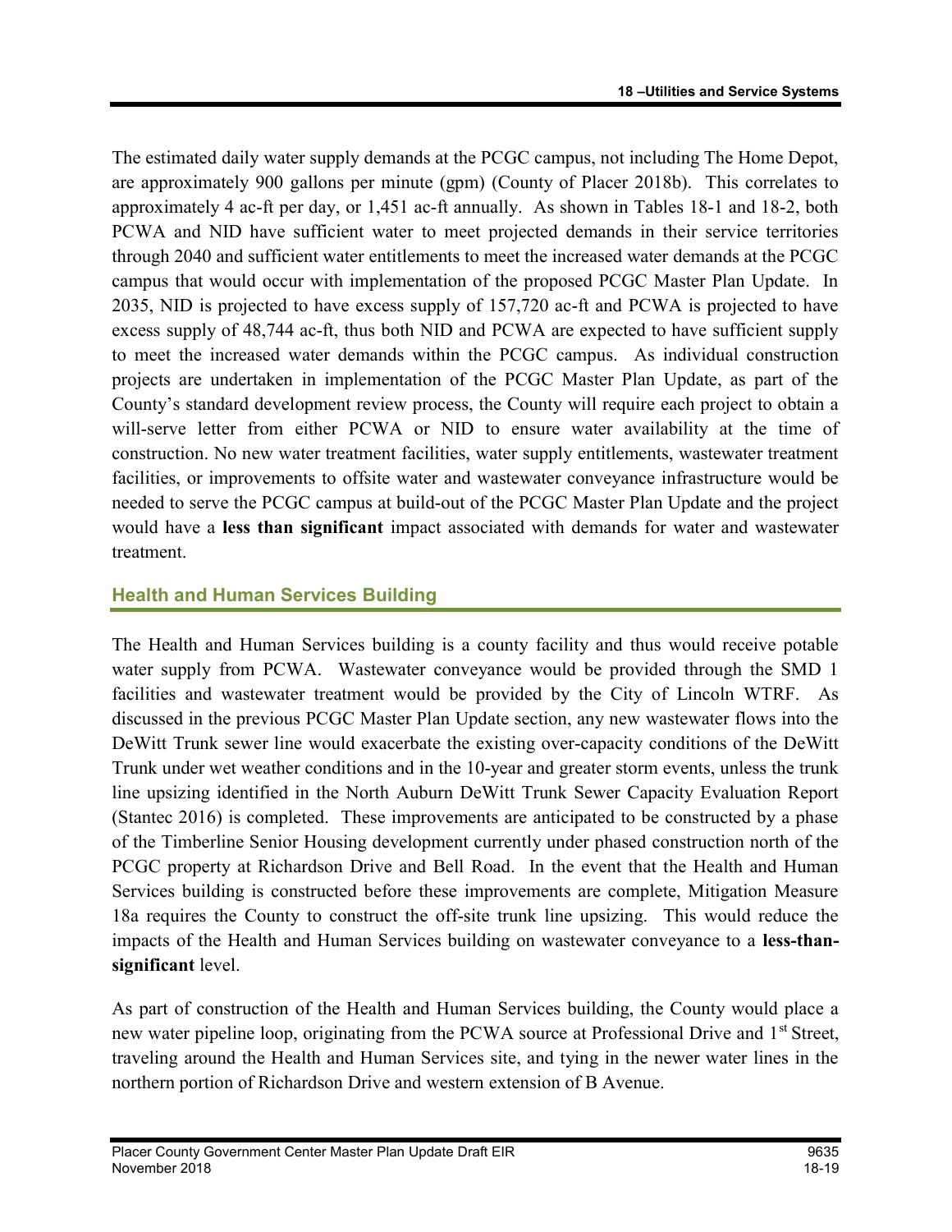The estimated daily water supply demands at the PCGC campus, not including The Home Depot, are approximately 900 gallons per minute (gpm) (County of Placer 2018b). This correlates to approximately 4 ac-ft per day, or 1,451 ac-ft annually. As shown in Tables 18-1 and 18-2, both PCWA and NID have sufficient water to meet projected demands in their service territories through 2040 and sufficient water entitlements to meet the increased water demands at the PCGC campus that would occur with implementation of the proposed PCGC Master Plan Update. In 2035, NID is projected to have excess supply of 157,720 ac-ft and PCWA is projected to have excess supply of 48,744 ac-ft, thus both NID and PCWA are expected to have sufficient supply to meet the increased water demands within the PCGC campus. As individual construction projects are undertaken in implementation of the PCGC Master Plan Update, as part of the County's standard development review process, the County will require each project to obtain a will-serve letter from either PCWA or NID to ensure water availability at the time of construction. No new water treatment facilities, water supply entitlements, wastewater treatment facilities, or improvements to offsite water and wastewater conveyance infrastructure would be needed to serve the PCGC campus at build-out of the PCGC Master Plan Update and the project would have a **less than significant** impact associated with demands for water and wastewater treatment.

### Health and Human Services Building

The Health and Human Services building is a county facility and thus would receive potable water supply from PCWA. Wastewater conveyance would be provided through the SMD 1 facilities and wastewater treatment would be provided by the City of Lincoln WTRF. As discussed in the previous PCGC Master Plan Update section, any new wastewater flows into the DeWitt Trunk sewer line would exacerbate the existing over-capacity conditions of the DeWitt Trunk under wet weather conditions and in the 10-year and greater storm events, unless the trunk line upsizing identified in the North Auburn DeWitt Trunk Sewer Capacity Evaluation Report (Stantec 2016) is completed. These improvements are anticipated to be constructed by a phase of the Timberline Senior Housing development currently under phased construction north of the PCGC property at Richardson Drive and Bell Road. In the event that the Health and Human Services building is constructed before these improvements are complete, Mitigation Measure 18a requires the County to construct the off-site trunk line upsizing. This would reduce the impacts of the Health and Human Services building on wastewater conveyance to a **less-than-significant** level.

As part of construction of the Health and Human Services building, the County would place a new water pipeline loop, originating from the PCWA source at Professional Drive and 1st Street, traveling around the Health and Human Services site, and tying in the newer water lines in the northern portion of Richardson Drive and western extension of B Avenue.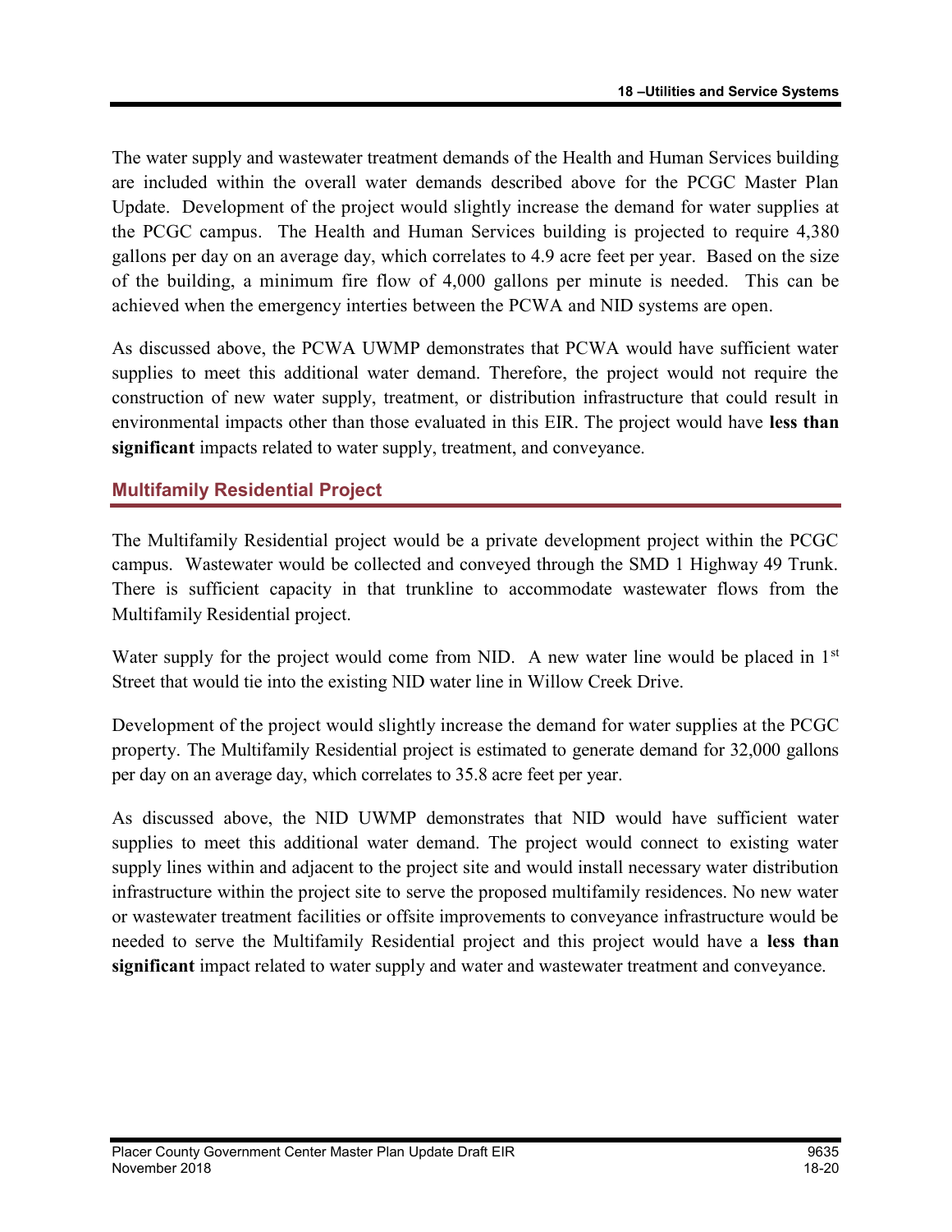The water supply and wastewater treatment demands of the Health and Human Services building are included within the overall water demands described above for the PCGC Master Plan Update. Development of the project would slightly increase the demand for water supplies at the PCGC campus. The Health and Human Services building is projected to require 4,380 gallons per day on an average day, which correlates to 4.9 acre feet per year. Based on the size of the building, a minimum fire flow of 4,000 gallons per minute is needed. This can be achieved when the emergency interties between the PCWA and NID systems are open.

As discussed above, the PCWA UWMP demonstrates that PCWA would have sufficient water supplies to meet this additional water demand. Therefore, the project would not require the construction of new water supply, treatment, or distribution infrastructure that could result in environmental impacts other than those evaluated in this EIR. The project would have **less than significant** impacts related to water supply, treatment, and conveyance.

### Multifamily Residential Project

The Multifamily Residential project would be a private development project within the PCGC campus. Wastewater would be collected and conveyed through the SMD 1 Highway 49 Trunk. There is sufficient capacity in that trunkline to accommodate wastewater flows from the Multifamily Residential project.

Water supply for the project would come from NID. A new water line would be placed in 1st Street that would tie into the existing NID water line in Willow Creek Drive.

Development of the project would slightly increase the demand for water supplies at the PCGC property. The Multifamily Residential project is estimated to generate demand for 32,000 gallons per day on an average day, which correlates to 35.8 acre feet per year.

As discussed above, the NID UWMP demonstrates that NID would have sufficient water supplies to meet this additional water demand. The project would connect to existing water supply lines within and adjacent to the project site and would install necessary water distribution infrastructure within the project site to serve the proposed multifamily residences. No new water or wastewater treatment facilities or offsite improvements to conveyance infrastructure would be needed to serve the Multifamily Residential project and this project would have a **less than significant** impact related to water supply and water and wastewater treatment and conveyance.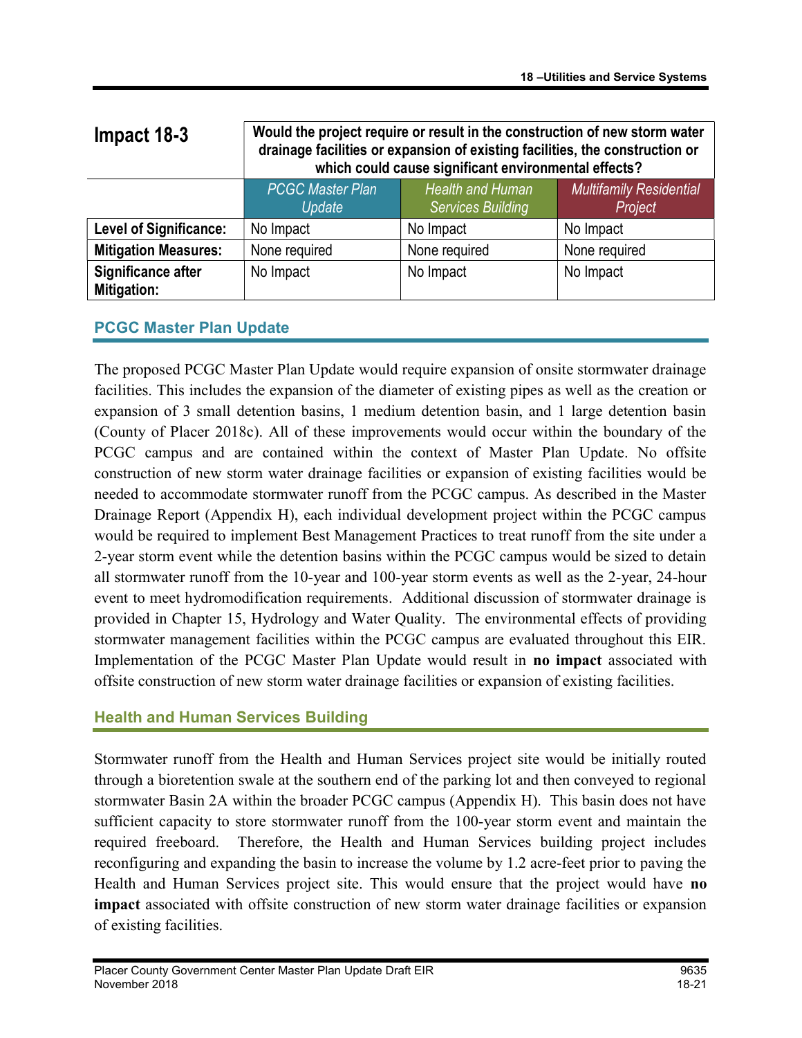| Impact 18-3 | Would the project require or result in the construction of new storm water drainage facilities or expansion of existing facilities, the construction or which could cause significant environmental effects? | | |
|---|---|---|---|
| | *PCGC Master Plan Update* | *Health and Human Services Building* | *Multifamily Residential Project* |
| **Level of Significance:** | No Impact | No Impact | No Impact |
| **Mitigation Measures:** | None required | None required | None required |
| **Significance after Mitigation:** | No Impact | No Impact | No Impact |

### PCGC Master Plan Update

The proposed PCGC Master Plan Update would require expansion of onsite stormwater drainage facilities. This includes the expansion of the diameter of existing pipes as well as the creation or expansion of 3 small detention basins, 1 medium detention basin, and 1 large detention basin (County of Placer 2018c). All of these improvements would occur within the boundary of the PCGC campus and are contained within the context of Master Plan Update. No offsite construction of new storm water drainage facilities or expansion of existing facilities would be needed to accommodate stormwater runoff from the PCGC campus. As described in the Master Drainage Report (Appendix H), each individual development project within the PCGC campus would be required to implement Best Management Practices to treat runoff from the site under a 2-year storm event while the detention basins within the PCGC campus would be sized to detain all stormwater runoff from the 10-year and 100-year storm events as well as the 2-year, 24-hour event to meet hydromodification requirements. Additional discussion of stormwater drainage is provided in Chapter 15, Hydrology and Water Quality. The environmental effects of providing stormwater management facilities within the PCGC campus are evaluated throughout this EIR. Implementation of the PCGC Master Plan Update would result in **no impact** associated with offsite construction of new storm water drainage facilities or expansion of existing facilities.

### Health and Human Services Building

Stormwater runoff from the Health and Human Services project site would be initially routed through a bioretention swale at the southern end of the parking lot and then conveyed to regional stormwater Basin 2A within the broader PCGC campus (Appendix H). This basin does not have sufficient capacity to store stormwater runoff from the 100-year storm event and maintain the required freeboard. Therefore, the Health and Human Services building project includes reconfiguring and expanding the basin to increase the volume by 1.2 acre-feet prior to paving the Health and Human Services project site. This would ensure that the project would have **no impact** associated with offsite construction of new storm water drainage facilities or expansion of existing facilities.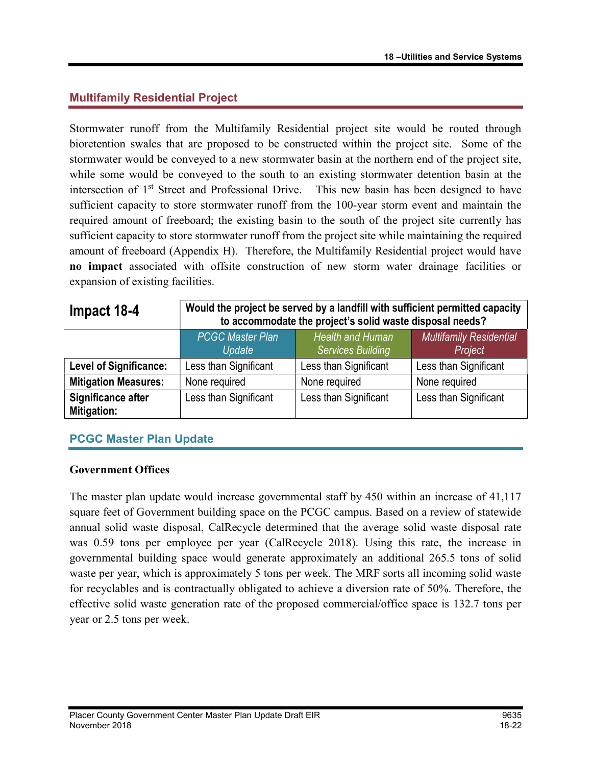## Multifamily Residential Project

Stormwater runoff from the Multifamily Residential project site would be routed through bioretention swales that are proposed to be constructed within the project site. Some of the stormwater would be conveyed to a new stormwater basin at the northern end of the project site, while some would be conveyed to the south to an existing stormwater detention basin at the intersection of 1st Street and Professional Drive. This new basin has been designed to have sufficient capacity to store stormwater runoff from the 100-year storm event and maintain the required amount of freeboard; the existing basin to the south of the project site currently has sufficient capacity to store stormwater runoff from the project site while maintaining the required amount of freeboard (Appendix H). Therefore, the Multifamily Residential project would have **no impact** associated with offsite construction of new storm water drainage facilities or expansion of existing facilities.

| **Impact 18-4** | **Would the project be served by a landfill with sufficient permitted capacity to accommodate the project's solid waste disposal needs?** | | |
|---|---|---|---|
| | *PCGC Master Plan Update* | *Health and Human Services Building* | *Multifamily Residential Project* |
| **Level of Significance:** | Less than Significant | Less than Significant | Less than Significant |
| **Mitigation Measures:** | None required | None required | None required |
| **Significance after Mitigation:** | Less than Significant | Less than Significant | Less than Significant |

## PCGC Master Plan Update

### Government Offices

The master plan update would increase governmental staff by 450 within an increase of 41,117 square feet of Government building space on the PCGC campus. Based on a review of statewide annual solid waste disposal, CalRecycle determined that the average solid waste disposal rate was 0.59 tons per employee per year (CalRecycle 2018). Using this rate, the increase in governmental building space would generate approximately an additional 265.5 tons of solid waste per year, which is approximately 5 tons per week. The MRF sorts all incoming solid waste for recyclables and is contractually obligated to achieve a diversion rate of 50%. Therefore, the effective solid waste generation rate of the proposed commercial/office space is 132.7 tons per year or 2.5 tons per week.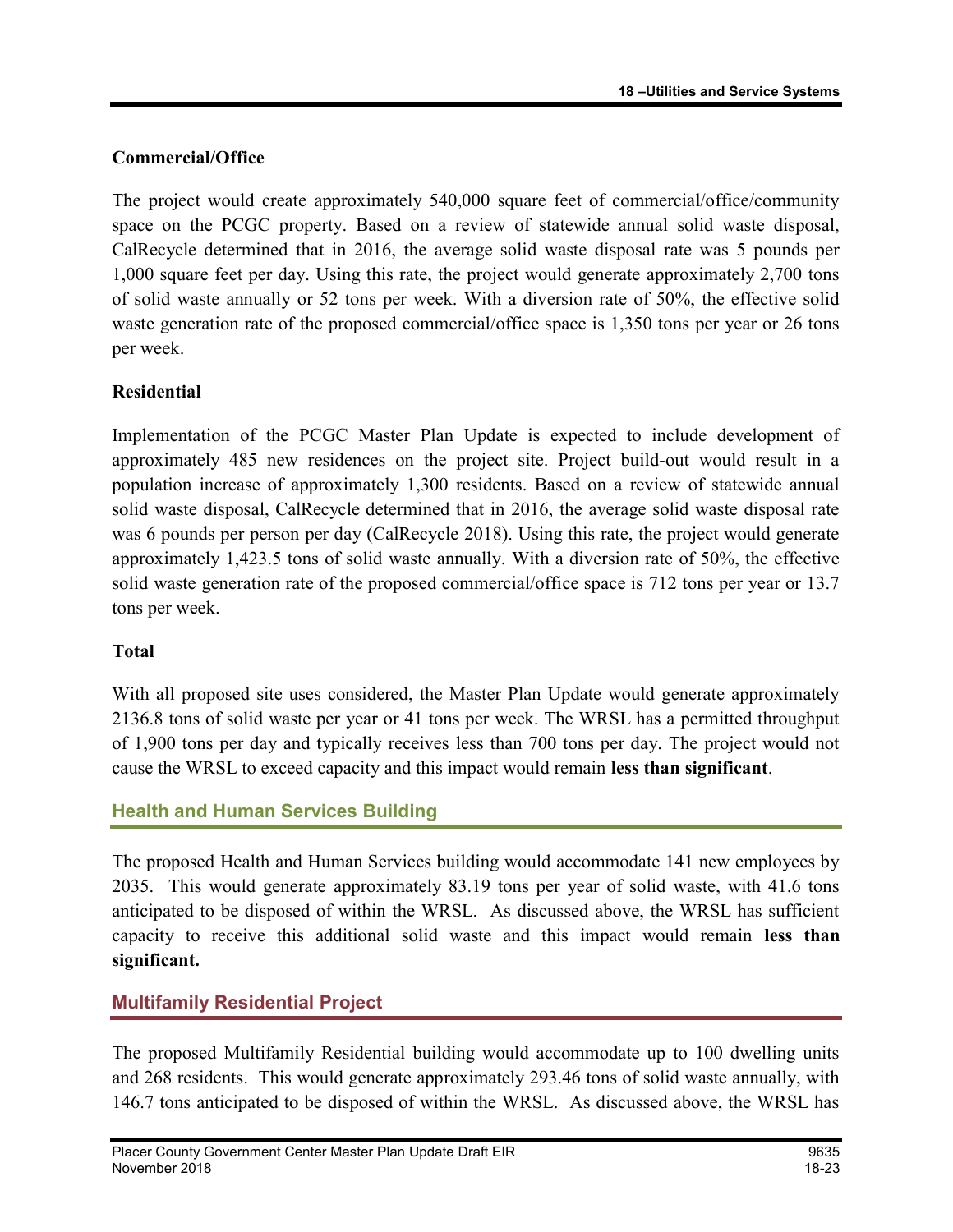### Commercial/Office

The project would create approximately 540,000 square feet of commercial/office/community space on the PCGC property. Based on a review of statewide annual solid waste disposal, CalRecycle determined that in 2016, the average solid waste disposal rate was 5 pounds per 1,000 square feet per day. Using this rate, the project would generate approximately 2,700 tons of solid waste annually or 52 tons per week. With a diversion rate of 50%, the effective solid waste generation rate of the proposed commercial/office space is 1,350 tons per year or 26 tons per week.

### Residential

Implementation of the PCGC Master Plan Update is expected to include development of approximately 485 new residences on the project site. Project build-out would result in a population increase of approximately 1,300 residents. Based on a review of statewide annual solid waste disposal, CalRecycle determined that in 2016, the average solid waste disposal rate was 6 pounds per person per day (CalRecycle 2018). Using this rate, the project would generate approximately 1,423.5 tons of solid waste annually. With a diversion rate of 50%, the effective solid waste generation rate of the proposed commercial/office space is 712 tons per year or 13.7 tons per week.

### Total

With all proposed site uses considered, the Master Plan Update would generate approximately 2136.8 tons of solid waste per year or 41 tons per week. The WRSL has a permitted throughput of 1,900 tons per day and typically receives less than 700 tons per day. The project would not cause the WRSL to exceed capacity and this impact would remain **less than significant**.

## Health and Human Services Building

The proposed Health and Human Services building would accommodate 141 new employees by 2035. This would generate approximately 83.19 tons per year of solid waste, with 41.6 tons anticipated to be disposed of within the WRSL. As discussed above, the WRSL has sufficient capacity to receive this additional solid waste and this impact would remain **less than significant.**

## Multifamily Residential Project

The proposed Multifamily Residential building would accommodate up to 100 dwelling units and 268 residents. This would generate approximately 293.46 tons of solid waste annually, with 146.7 tons anticipated to be disposed of within the WRSL. As discussed above, the WRSL has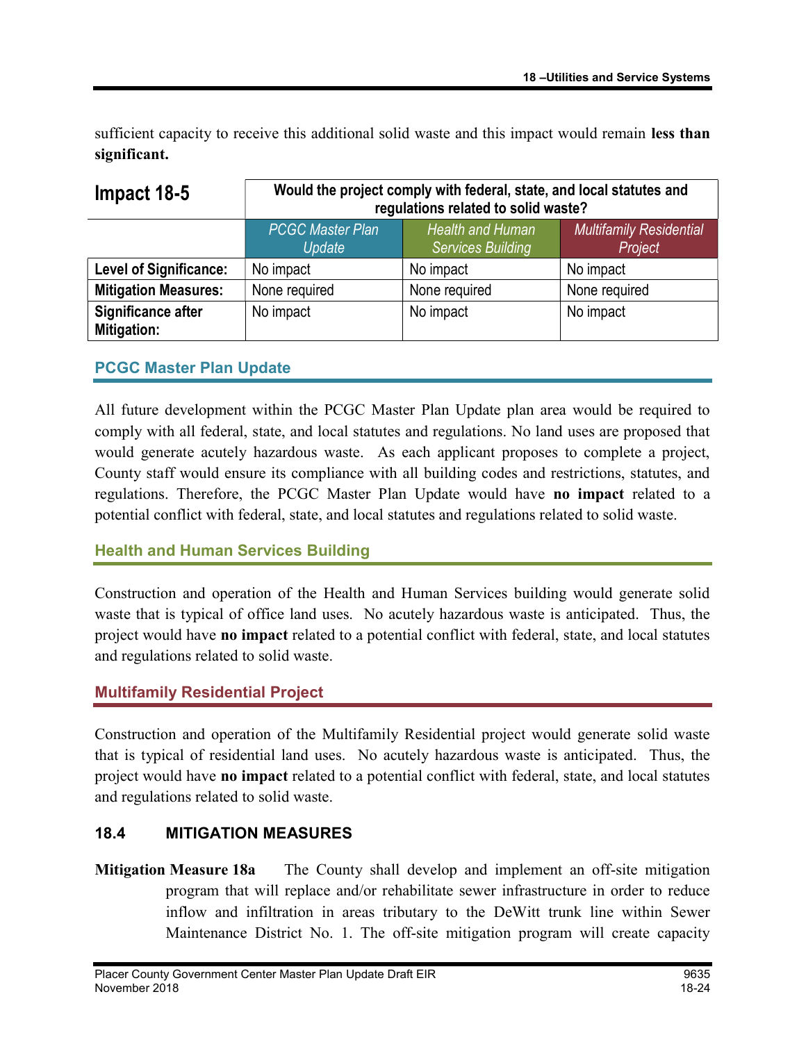sufficient capacity to receive this additional solid waste and this impact would remain **less than significant.**

| Impact 18-5 | Would the project comply with federal, state, and local statutes and regulations related to solid waste? | | |
|---|---|---|---|
| | *PCGC Master Plan Update* | *Health and Human Services Building* | *Multifamily Residential Project* |
| **Level of Significance:** | No impact | No impact | No impact |
| **Mitigation Measures:** | None required | None required | None required |
| **Significance after Mitigation:** | No impact | No impact | No impact |

### PCGC Master Plan Update

All future development within the PCGC Master Plan Update plan area would be required to comply with all federal, state, and local statutes and regulations. No land uses are proposed that would generate acutely hazardous waste. As each applicant proposes to complete a project, County staff would ensure its compliance with all building codes and restrictions, statutes, and regulations. Therefore, the PCGC Master Plan Update would have **no impact** related to a potential conflict with federal, state, and local statutes and regulations related to solid waste.

### Health and Human Services Building

Construction and operation of the Health and Human Services building would generate solid waste that is typical of office land uses. No acutely hazardous waste is anticipated. Thus, the project would have **no impact** related to a potential conflict with federal, state, and local statutes and regulations related to solid waste.

### Multifamily Residential Project

Construction and operation of the Multifamily Residential project would generate solid waste that is typical of residential land uses. No acutely hazardous waste is anticipated. Thus, the project would have **no impact** related to a potential conflict with federal, state, and local statutes and regulations related to solid waste.

## 18.4 MITIGATION MEASURES

**Mitigation Measure 18a** The County shall develop and implement an off-site mitigation program that will replace and/or rehabilitate sewer infrastructure in order to reduce inflow and infiltration in areas tributary to the DeWitt trunk line within Sewer Maintenance District No. 1. The off-site mitigation program will create capacity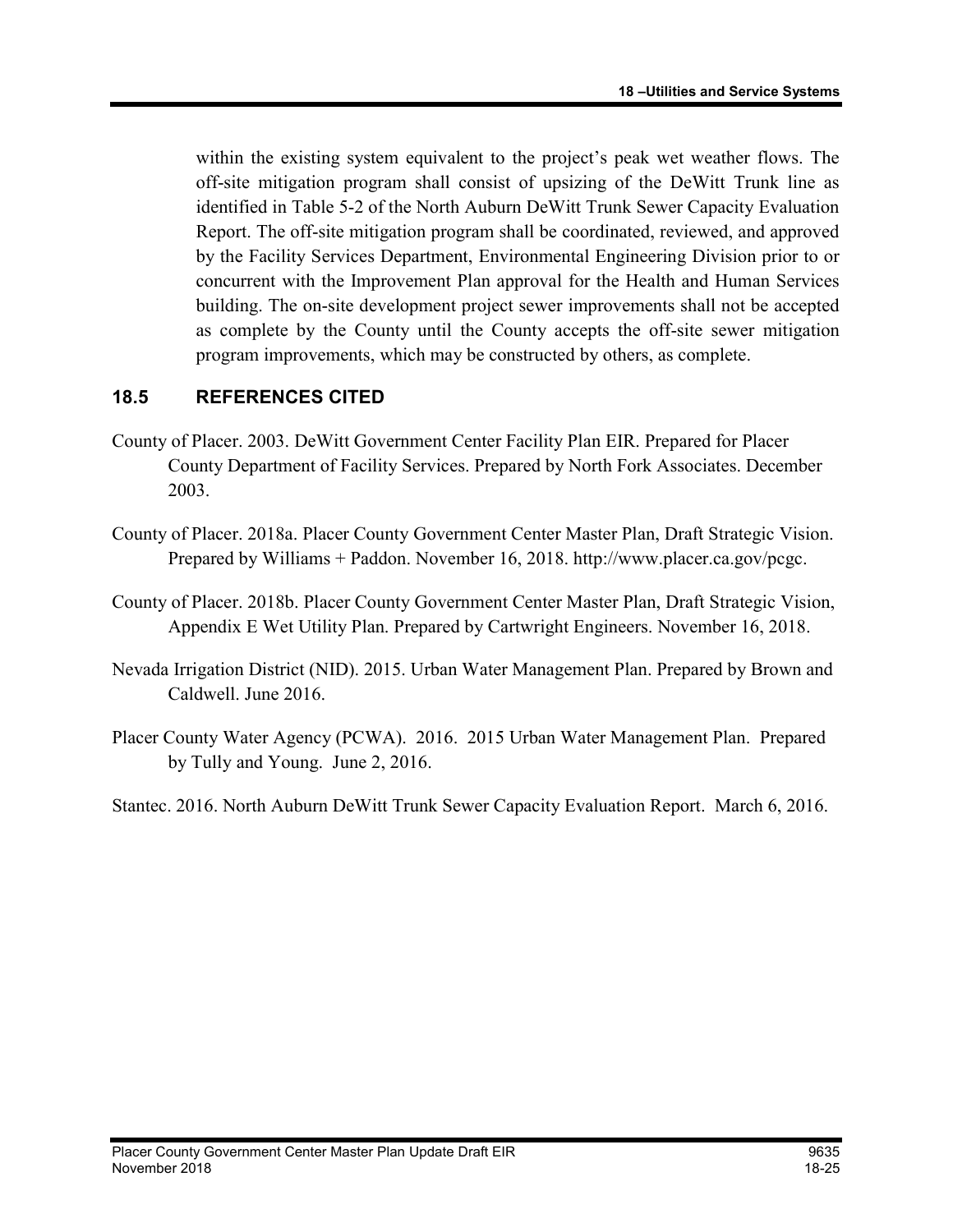within the existing system equivalent to the project's peak wet weather flows. The off-site mitigation program shall consist of upsizing of the DeWitt Trunk line as identified in Table 5-2 of the North Auburn DeWitt Trunk Sewer Capacity Evaluation Report. The off-site mitigation program shall be coordinated, reviewed, and approved by the Facility Services Department, Environmental Engineering Division prior to or concurrent with the Improvement Plan approval for the Health and Human Services building. The on-site development project sewer improvements shall not be accepted as complete by the County until the County accepts the off-site sewer mitigation program improvements, which may be constructed by others, as complete.

## 18.5 REFERENCES CITED

County of Placer. 2003. DeWitt Government Center Facility Plan EIR. Prepared for Placer County Department of Facility Services. Prepared by North Fork Associates. December 2003.

County of Placer. 2018a. Placer County Government Center Master Plan, Draft Strategic Vision. Prepared by Williams + Paddon. November 16, 2018. http://www.placer.ca.gov/pcgc.

County of Placer. 2018b. Placer County Government Center Master Plan, Draft Strategic Vision, Appendix E Wet Utility Plan. Prepared by Cartwright Engineers. November 16, 2018.

Nevada Irrigation District (NID). 2015. Urban Water Management Plan. Prepared by Brown and Caldwell. June 2016.

Placer County Water Agency (PCWA). 2016. 2015 Urban Water Management Plan. Prepared by Tully and Young. June 2, 2016.

Stantec. 2016. North Auburn DeWitt Trunk Sewer Capacity Evaluation Report. March 6, 2016.